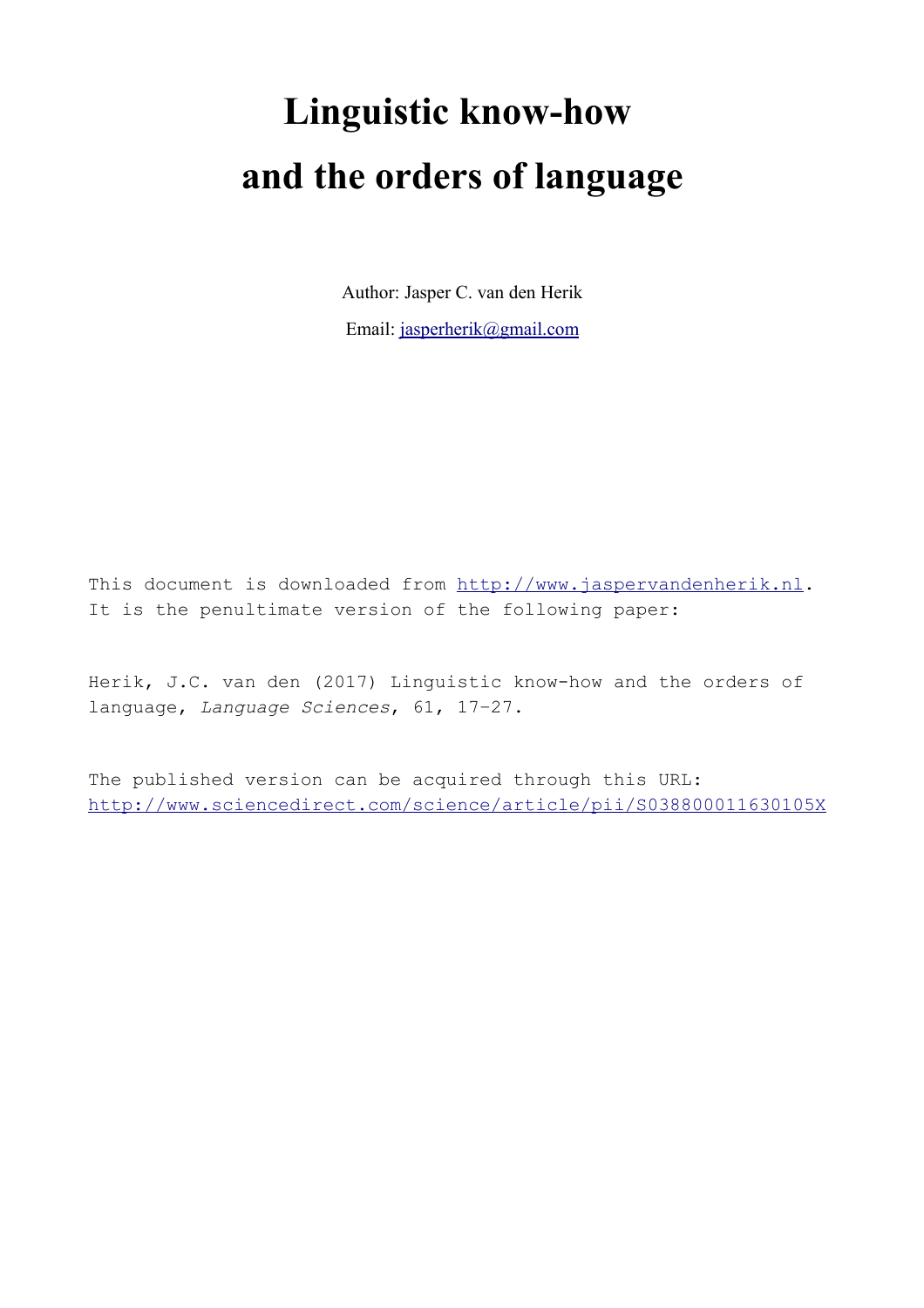# Linguistic know-how and the orders of language

Author: Jasper C. van den Herik

Email: jasperherik@gmail.com

This document is downloaded from http://www.jaspervandenherik.nl. It is the penultimate version of the following paper:

Herik, J.C. van den (2017) Linguistic know-how and the orders of language, *Language Sciences*, 61, 17–27.

The published version can be acquired through this URL: http://www.sciencedirect.com/science/article/pii/S038800011630105X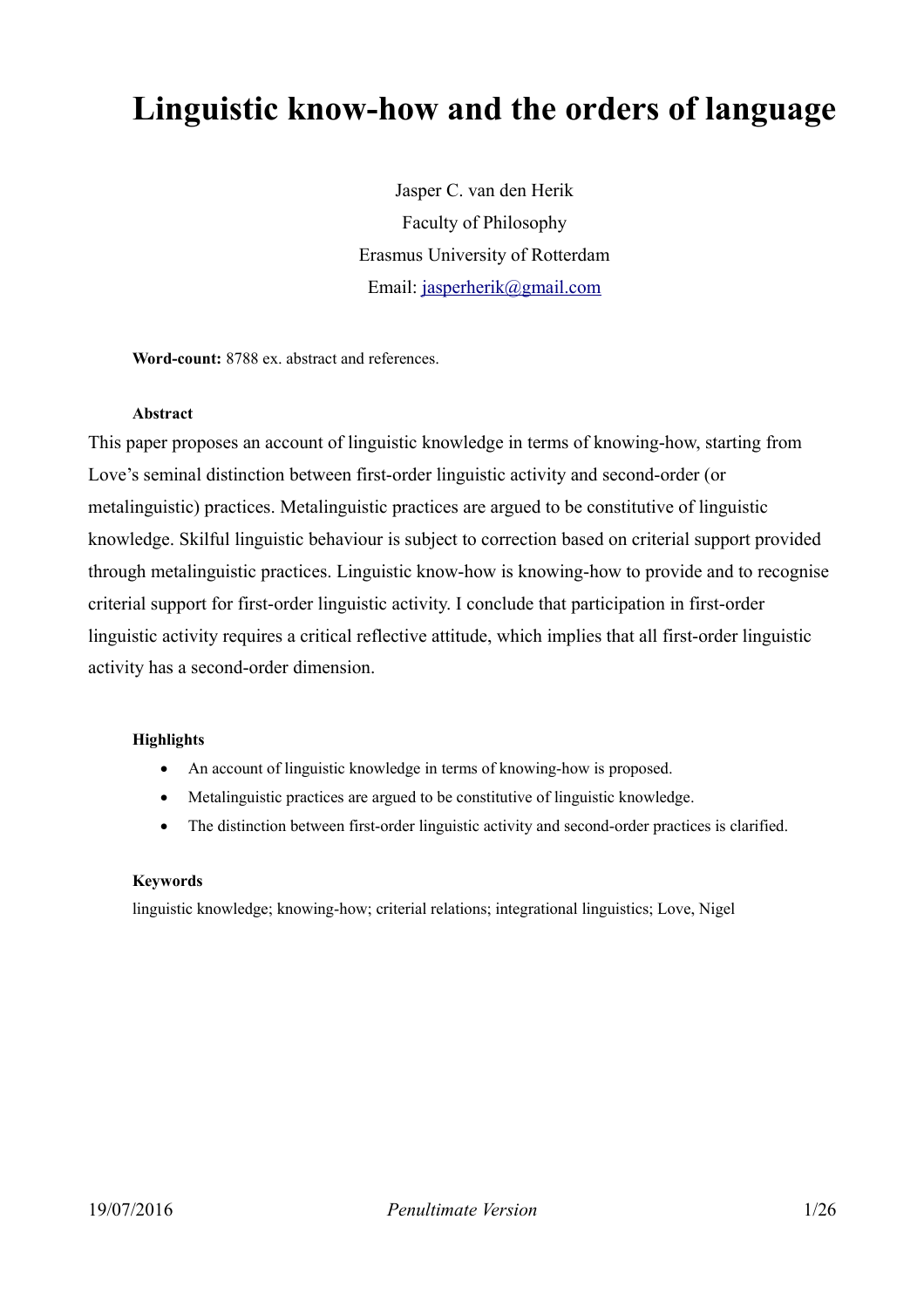# Linguistic know-how and the orders of language

Jasper C. van den Herik
Faculty of Philosophy
Erasmus University of Rotterdam
Email: jasperherik@gmail.com

**Word-count:** 8788 ex. abstract and references.

**Abstract**

This paper proposes an account of linguistic knowledge in terms of knowing-how, starting from Love's seminal distinction between first-order linguistic activity and second-order (or metalinguistic) practices. Metalinguistic practices are argued to be constitutive of linguistic knowledge. Skilful linguistic behaviour is subject to correction based on criterial support provided through metalinguistic practices. Linguistic know-how is knowing-how to provide and to recognise criterial support for first-order linguistic activity. I conclude that participation in first-order linguistic activity requires a critical reflective attitude, which implies that all first-order linguistic activity has a second-order dimension.

**Highlights**

- An account of linguistic knowledge in terms of knowing-how is proposed.
- Metalinguistic practices are argued to be constitutive of linguistic knowledge.
- The distinction between first-order linguistic activity and second-order practices is clarified.

**Keywords**

linguistic knowledge; knowing-how; criterial relations; integrational linguistics; Love, Nigel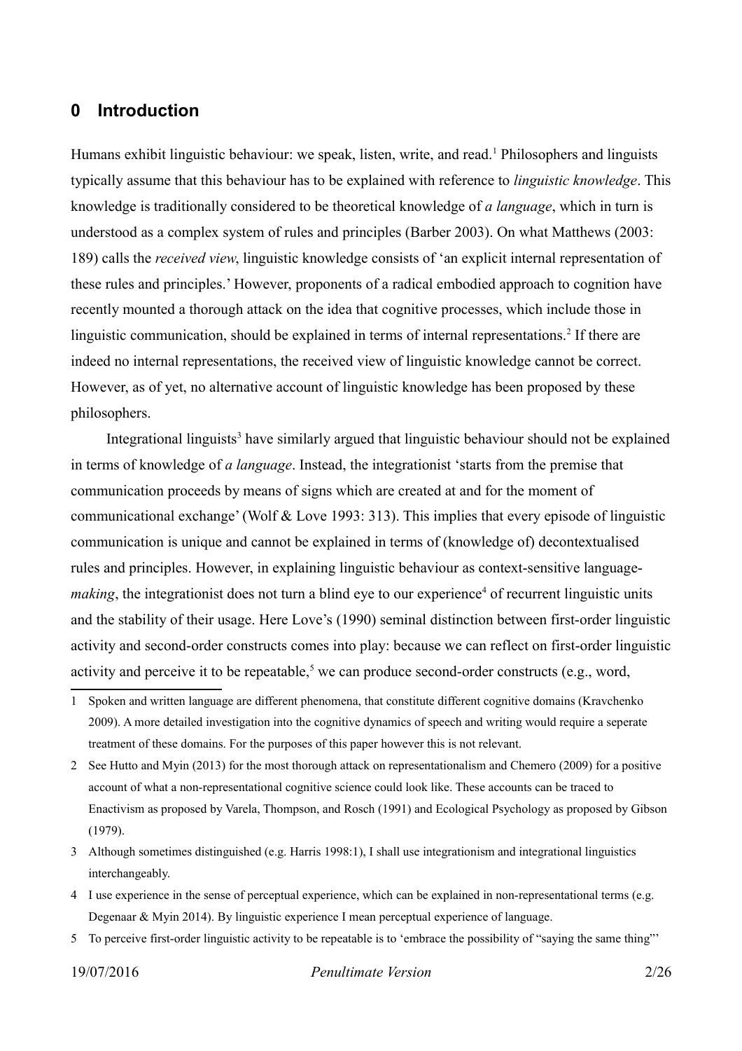## 0 Introduction

Humans exhibit linguistic behaviour: we speak, listen, write, and read.[1] Philosophers and linguists typically assume that this behaviour has to be explained with reference to *linguistic knowledge*. This knowledge is traditionally considered to be theoretical knowledge of *a language*, which in turn is understood as a complex system of rules and principles (Barber 2003). On what Matthews (2003: 189) calls the *received view*, linguistic knowledge consists of 'an explicit internal representation of these rules and principles.' However, proponents of a radical embodied approach to cognition have recently mounted a thorough attack on the idea that cognitive processes, which include those in linguistic communication, should be explained in terms of internal representations.[2] If there are indeed no internal representations, the received view of linguistic knowledge cannot be correct. However, as of yet, no alternative account of linguistic knowledge has been proposed by these philosophers.

Integrational linguists[3] have similarly argued that linguistic behaviour should not be explained in terms of knowledge of *a language*. Instead, the integrationist 'starts from the premise that communication proceeds by means of signs which are created at and for the moment of communicational exchange' (Wolf & Love 1993: 313). This implies that every episode of linguistic communication is unique and cannot be explained in terms of (knowledge of) decontextualised rules and principles. However, in explaining linguistic behaviour as context-sensitive language-*making*, the integrationist does not turn a blind eye to our experience[4] of recurrent linguistic units and the stability of their usage. Here Love's (1990) seminal distinction between first-order linguistic activity and second-order constructs comes into play: because we can reflect on first-order linguistic activity and perceive it to be repeatable,[5] we can produce second-order constructs (e.g., word,

1 Spoken and written language are different phenomena, that constitute different cognitive domains (Kravchenko 2009). A more detailed investigation into the cognitive dynamics of speech and writing would require a seperate treatment of these domains. For the purposes of this paper however this is not relevant.

2 See Hutto and Myin (2013) for the most thorough attack on representationalism and Chemero (2009) for a positive account of what a non-representational cognitive science could look like. These accounts can be traced to Enactivism as proposed by Varela, Thompson, and Rosch (1991) and Ecological Psychology as proposed by Gibson (1979).

3 Although sometimes distinguished (e.g. Harris 1998:1), I shall use integrationism and integrational linguistics interchangeably.

4 I use experience in the sense of perceptual experience, which can be explained in non-representational terms (e.g. Degenaar & Myin 2014). By linguistic experience I mean perceptual experience of language.

5 To perceive first-order linguistic activity to be repeatable is to 'embrace the possibility of "saying the same thing"'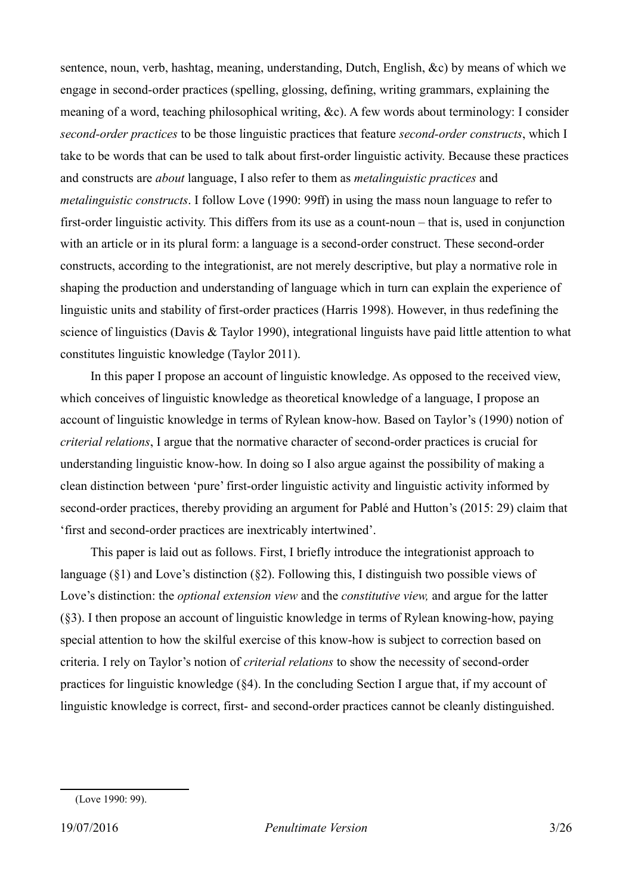sentence, noun, verb, hashtag, meaning, understanding, Dutch, English, &c) by means of which we engage in second-order practices (spelling, glossing, defining, writing grammars, explaining the meaning of a word, teaching philosophical writing, &c). A few words about terminology: I consider *second-order practices* to be those linguistic practices that feature *second-order constructs*, which I take to be words that can be used to talk about first-order linguistic activity. Because these practices and constructs are *about* language, I also refer to them as *metalinguistic practices* and *metalinguistic constructs*. I follow Love (1990: 99ff) in using the mass noun language to refer to first-order linguistic activity. This differs from its use as a count-noun – that is, used in conjunction with an article or in its plural form: a language is a second-order construct. These second-order constructs, according to the integrationist, are not merely descriptive, but play a normative role in shaping the production and understanding of language which in turn can explain the experience of linguistic units and stability of first-order practices (Harris 1998). However, in thus redefining the science of linguistics (Davis & Taylor 1990), integrational linguists have paid little attention to what constitutes linguistic knowledge (Taylor 2011).

In this paper I propose an account of linguistic knowledge. As opposed to the received view, which conceives of linguistic knowledge as theoretical knowledge of a language, I propose an account of linguistic knowledge in terms of Rylean know-how. Based on Taylor's (1990) notion of *criterial relations*, I argue that the normative character of second-order practices is crucial for understanding linguistic know-how. In doing so I also argue against the possibility of making a clean distinction between 'pure' first-order linguistic activity and linguistic activity informed by second-order practices, thereby providing an argument for Pablé and Hutton's (2015: 29) claim that 'first and second-order practices are inextricably intertwined'.

This paper is laid out as follows. First, I briefly introduce the integrationist approach to language (§1) and Love's distinction (§2). Following this, I distinguish two possible views of Love's distinction: the *optional extension view* and the *constitutive view,* and argue for the latter (§3). I then propose an account of linguistic knowledge in terms of Rylean knowing-how, paying special attention to how the skilful exercise of this know-how is subject to correction based on criteria. I rely on Taylor's notion of *criterial relations* to show the necessity of second-order practices for linguistic knowledge (§4). In the concluding Section I argue that, if my account of linguistic knowledge is correct, first- and second-order practices cannot be cleanly distinguished.

(Love 1990: 99).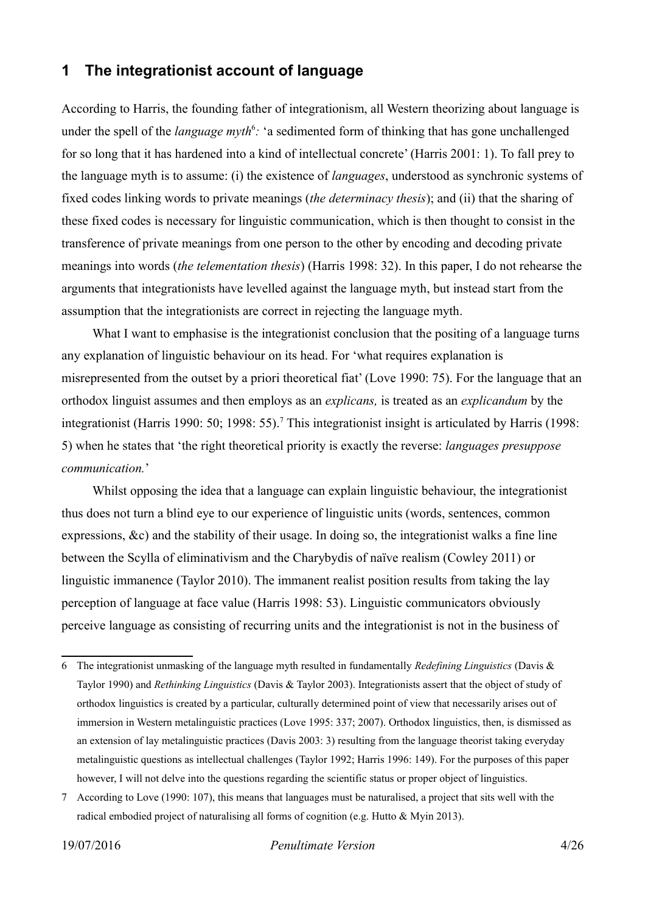## 1 The integrationist account of language

According to Harris, the founding father of integrationism, all Western theorizing about language is under the spell of the *language myth*[6]*:* 'a sedimented form of thinking that has gone unchallenged for so long that it has hardened into a kind of intellectual concrete' (Harris 2001: 1). To fall prey to the language myth is to assume: (i) the existence of *languages*, understood as synchronic systems of fixed codes linking words to private meanings (*the determinacy thesis*); and (ii) that the sharing of these fixed codes is necessary for linguistic communication, which is then thought to consist in the transference of private meanings from one person to the other by encoding and decoding private meanings into words (*the telementation thesis*) (Harris 1998: 32). In this paper, I do not rehearse the arguments that integrationists have levelled against the language myth, but instead start from the assumption that the integrationists are correct in rejecting the language myth.

What I want to emphasise is the integrationist conclusion that the positing of a language turns any explanation of linguistic behaviour on its head. For 'what requires explanation is misrepresented from the outset by a priori theoretical fiat' (Love 1990: 75). For the language that an orthodox linguist assumes and then employs as an *explicans,* is treated as an *explicandum* by the integrationist (Harris 1990: 50; 1998: 55).[7] This integrationist insight is articulated by Harris (1998: 5) when he states that 'the right theoretical priority is exactly the reverse: *languages presuppose communication.*'

Whilst opposing the idea that a language can explain linguistic behaviour, the integrationist thus does not turn a blind eye to our experience of linguistic units (words, sentences, common expressions, &c) and the stability of their usage. In doing so, the integrationist walks a fine line between the Scylla of eliminativism and the Charybdis of naïve realism (Cowley 2011) or linguistic immanence (Taylor 2010). The immanent realist position results from taking the lay perception of language at face value (Harris 1998: 53). Linguistic communicators obviously perceive language as consisting of recurring units and the integrationist is not in the business of

---

6 The integrationist unmasking of the language myth resulted in fundamentally *Redefining Linguistics* (Davis & Taylor 1990) and *Rethinking Linguistics* (Davis & Taylor 2003). Integrationists assert that the object of study of orthodox linguistics is created by a particular, culturally determined point of view that necessarily arises out of immersion in Western metalinguistic practices (Love 1995: 337; 2007). Orthodox linguistics, then, is dismissed as an extension of lay metalinguistic practices (Davis 2003: 3) resulting from the language theorist taking everyday metalinguistic questions as intellectual challenges (Taylor 1992; Harris 1996: 149). For the purposes of this paper however, I will not delve into the questions regarding the scientific status or proper object of linguistics.

7 According to Love (1990: 107), this means that languages must be naturalised, a project that sits well with the radical embodied project of naturalising all forms of cognition (e.g. Hutto & Myin 2013).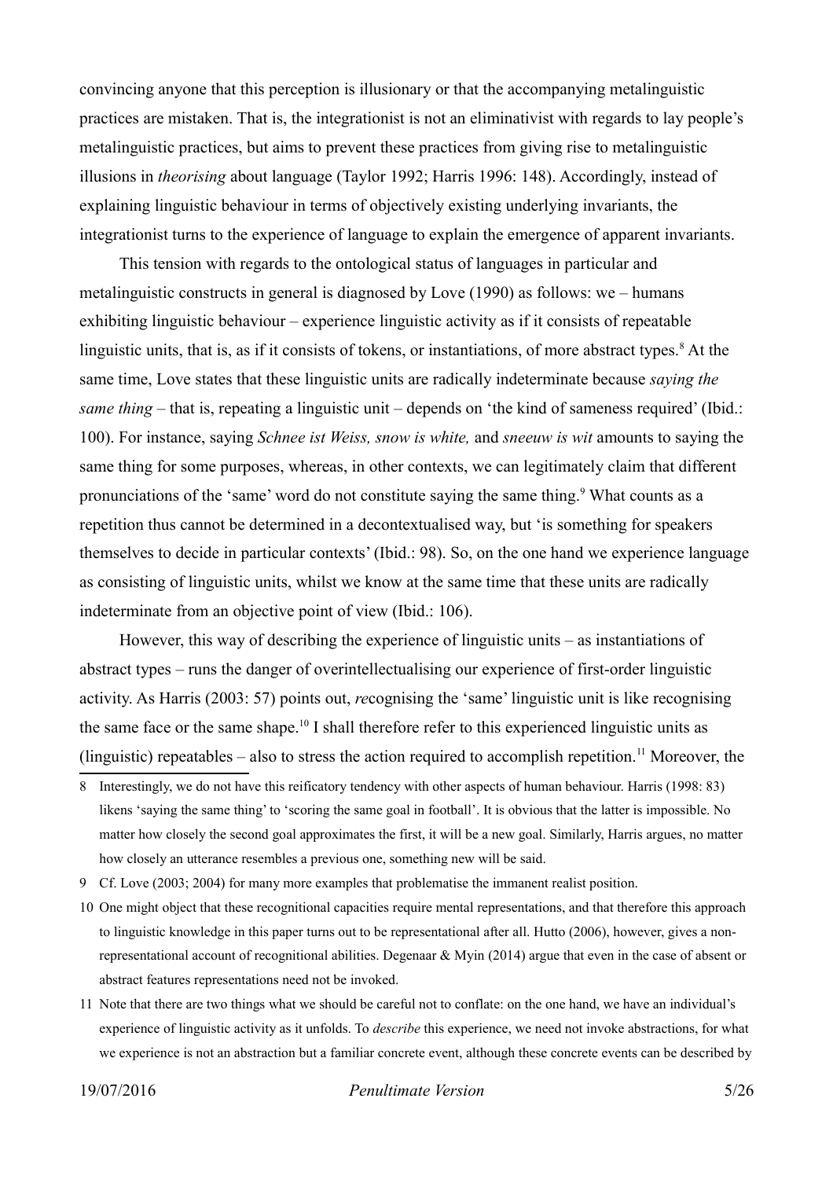convincing anyone that this perception is illusionary or that the accompanying metalinguistic practices are mistaken. That is, the integrationist is not an eliminativist with regards to lay people's metalinguistic practices, but aims to prevent these practices from giving rise to metalinguistic illusions in *theorising* about language (Taylor 1992; Harris 1996: 148). Accordingly, instead of explaining linguistic behaviour in terms of objectively existing underlying invariants, the integrationist turns to the experience of language to explain the emergence of apparent invariants.

This tension with regards to the ontological status of languages in particular and metalinguistic constructs in general is diagnosed by Love (1990) as follows: we – humans exhibiting linguistic behaviour – experience linguistic activity as if it consists of repeatable linguistic units, that is, as if it consists of tokens, or instantiations, of more abstract types.[8] At the same time, Love states that these linguistic units are radically indeterminate because *saying the same thing* – that is, repeating a linguistic unit – depends on 'the kind of sameness required' (Ibid.: 100). For instance, saying *Schnee ist Weiss, snow is white,* and *sneeuw is wit* amounts to saying the same thing for some purposes, whereas, in other contexts, we can legitimately claim that different pronunciations of the 'same' word do not constitute saying the same thing.[9] What counts as a repetition thus cannot be determined in a decontextualised way, but 'is something for speakers themselves to decide in particular contexts' (Ibid.: 98). So, on the one hand we experience language as consisting of linguistic units, whilst we know at the same time that these units are radically indeterminate from an objective point of view (Ibid.: 106).

However, this way of describing the experience of linguistic units – as instantiations of abstract types – runs the danger of overintellectualising our experience of first-order linguistic activity. As Harris (2003: 57) points out, *re*cognising the 'same' linguistic unit is like recognising the same face or the same shape.[10] I shall therefore refer to this experienced linguistic units as (linguistic) repeatables – also to stress the action required to accomplish repetition.[11] Moreover, the

---

8 Interestingly, we do not have this reificatory tendency with other aspects of human behaviour. Harris (1998: 83) likens 'saying the same thing' to 'scoring the same goal in football'. It is obvious that the latter is impossible. No matter how closely the second goal approximates the first, it will be a new goal. Similarly, Harris argues, no matter how closely an utterance resembles a previous one, something new will be said.

9 Cf. Love (2003; 2004) for many more examples that problematise the immanent realist position.

10 One might object that these recognitional capacities require mental representations, and that therefore this approach to linguistic knowledge in this paper turns out to be representational after all. Hutto (2006), however, gives a non-representational account of recognitional abilities. Degenaar & Myin (2014) argue that even in the case of absent or abstract features representations need not be invoked.

11 Note that there are two things what we should be careful not to conflate: on the one hand, we have an individual's experience of linguistic activity as it unfolds. To *describe* this experience, we need not invoke abstractions, for what we experience is not an abstraction but a familiar concrete event, although these concrete events can be described by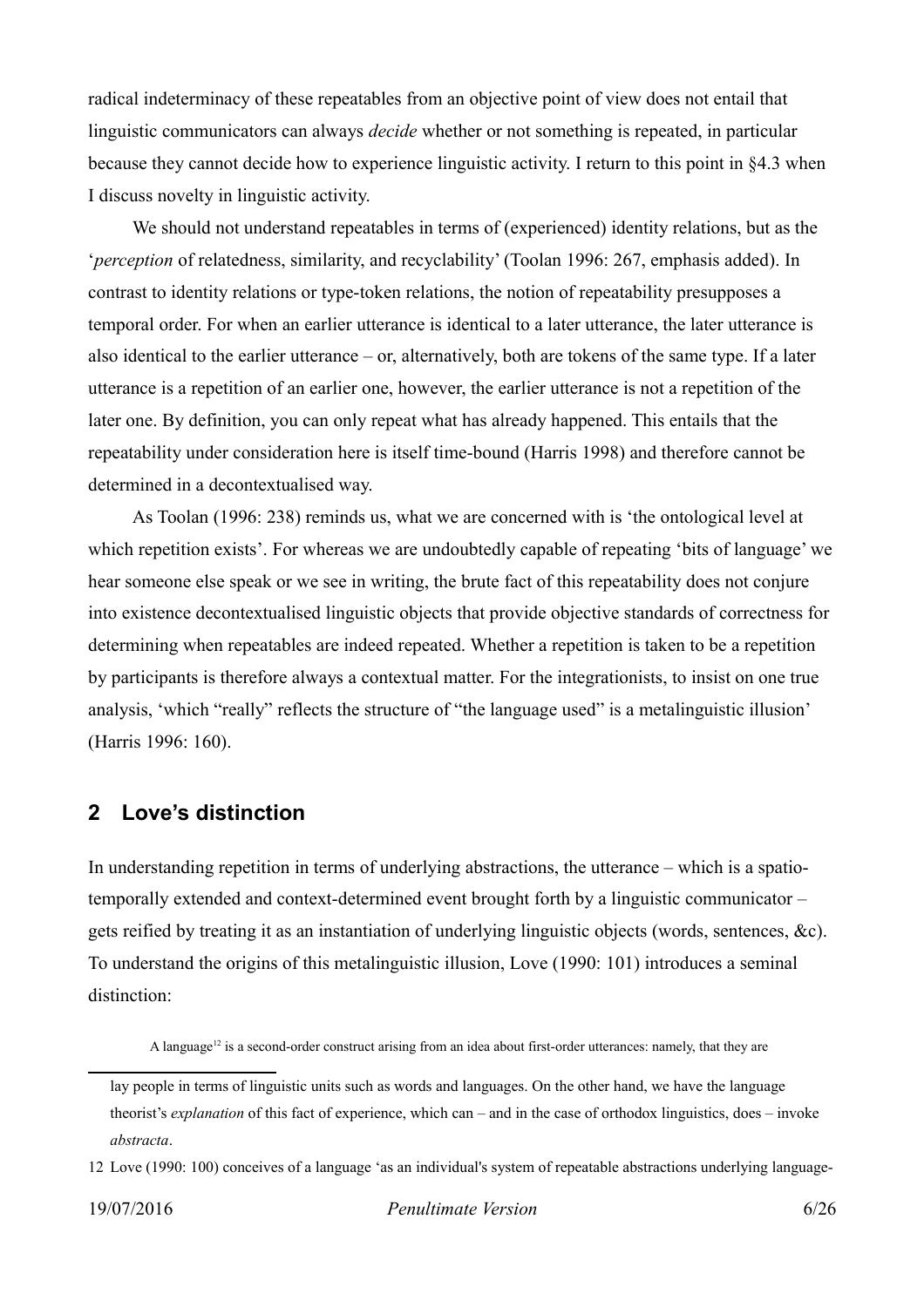radical indeterminacy of these repeatables from an objective point of view does not entail that linguistic communicators can always *decide* whether or not something is repeated, in particular because they cannot decide how to experience linguistic activity. I return to this point in §4.3 when I discuss novelty in linguistic activity.

We should not understand repeatables in terms of (experienced) identity relations, but as the '*perception* of relatedness, similarity, and recyclability' (Toolan 1996: 267, emphasis added). In contrast to identity relations or type-token relations, the notion of repeatability presupposes a temporal order. For when an earlier utterance is identical to a later utterance, the later utterance is also identical to the earlier utterance – or, alternatively, both are tokens of the same type. If a later utterance is a repetition of an earlier one, however, the earlier utterance is not a repetition of the later one. By definition, you can only repeat what has already happened. This entails that the repeatability under consideration here is itself time-bound (Harris 1998) and therefore cannot be determined in a decontextualised way.

As Toolan (1996: 238) reminds us, what we are concerned with is 'the ontological level at which repetition exists'. For whereas we are undoubtedly capable of repeating 'bits of language' we hear someone else speak or we see in writing, the brute fact of this repeatability does not conjure into existence decontextualised linguistic objects that provide objective standards of correctness for determining when repeatables are indeed repeated. Whether a repetition is taken to be a repetition by participants is therefore always a contextual matter. For the integrationists, to insist on one true analysis, 'which "really" reflects the structure of "the language used" is a metalinguistic illusion' (Harris 1996: 160).

## 2 Love's distinction

In understanding repetition in terms of underlying abstractions, the utterance – which is a spatio-temporally extended and context-determined event brought forth by a linguistic communicator – gets reified by treating it as an instantiation of underlying linguistic objects (words, sentences, &c). To understand the origins of this metalinguistic illusion, Love (1990: 101) introduces a seminal distinction:

> A language[12] is a second-order construct arising from an idea about first-order utterances: namely, that they are

lay people in terms of linguistic units such as words and languages. On the other hand, we have the language theorist's *explanation* of this fact of experience, which can – and in the case of orthodox linguistics, does – invoke *abstracta*.

12 Love (1990: 100) conceives of a language 'as an individual's system of repeatable abstractions underlying language-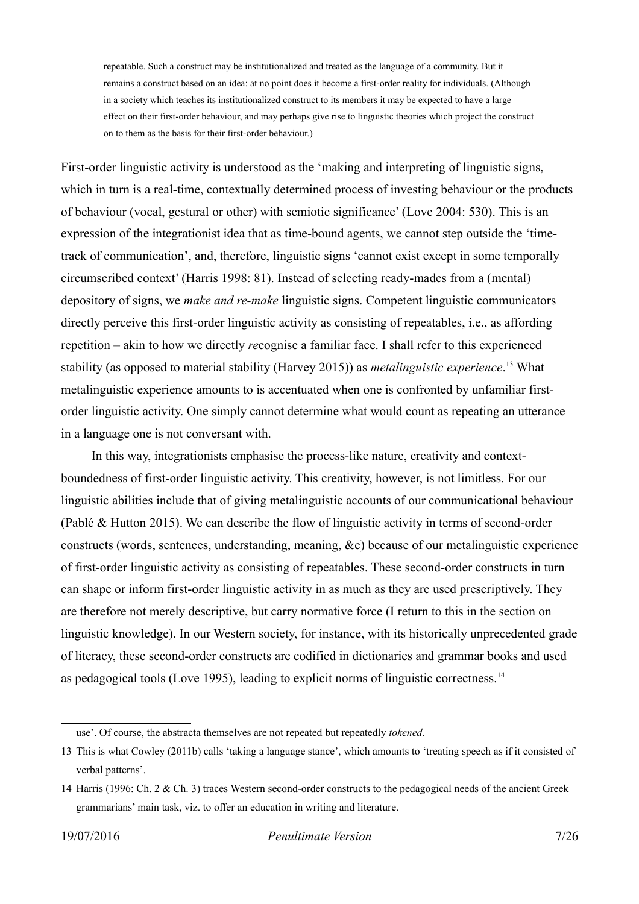> repeatable. Such a construct may be institutionalized and treated as the language of a community. But it remains a construct based on an idea: at no point does it become a first-order reality for individuals. (Although in a society which teaches its institutionalized construct to its members it may be expected to have a large effect on their first-order behaviour, and may perhaps give rise to linguistic theories which project the construct on to them as the basis for their first-order behaviour.)

First-order linguistic activity is understood as the 'making and interpreting of linguistic signs, which in turn is a real-time, contextually determined process of investing behaviour or the products of behaviour (vocal, gestural or other) with semiotic significance' (Love 2004: 530). This is an expression of the integrationist idea that as time-bound agents, we cannot step outside the 'time-track of communication', and, therefore, linguistic signs 'cannot exist except in some temporally circumscribed context' (Harris 1998: 81). Instead of selecting ready-mades from a (mental) depository of signs, we *make and re-make* linguistic signs. Competent linguistic communicators directly perceive this first-order linguistic activity as consisting of repeatables, i.e., as affording repetition – akin to how we directly *re*cognise a familiar face. I shall refer to this experienced stability (as opposed to material stability (Harvey 2015)) as *metalinguistic experience*.[13] What metalinguistic experience amounts to is accentuated when one is confronted by unfamiliar first-order linguistic activity. One simply cannot determine what would count as repeating an utterance in a language one is not conversant with.

In this way, integrationists emphasise the process-like nature, creativity and context-boundedness of first-order linguistic activity. This creativity, however, is not limitless. For our linguistic abilities include that of giving metalinguistic accounts of our communicational behaviour (Pablé & Hutton 2015). We can describe the flow of linguistic activity in terms of second-order constructs (words, sentences, understanding, meaning, &c) because of our metalinguistic experience of first-order linguistic activity as consisting of repeatables. These second-order constructs in turn can shape or inform first-order linguistic activity in as much as they are used prescriptively. They are therefore not merely descriptive, but carry normative force (I return to this in the section on linguistic knowledge). In our Western society, for instance, with its historically unprecedented grade of literacy, these second-order constructs are codified in dictionaries and grammar books and used as pedagogical tools (Love 1995), leading to explicit norms of linguistic correctness.[14]

---

use'. Of course, the abstracta themselves are not repeated but repeatedly *tokened*.

13 This is what Cowley (2011b) calls 'taking a language stance', which amounts to 'treating speech as if it consisted of verbal patterns'.

14 Harris (1996: Ch. 2 & Ch. 3) traces Western second-order constructs to the pedagogical needs of the ancient Greek grammarians' main task, viz. to offer an education in writing and literature.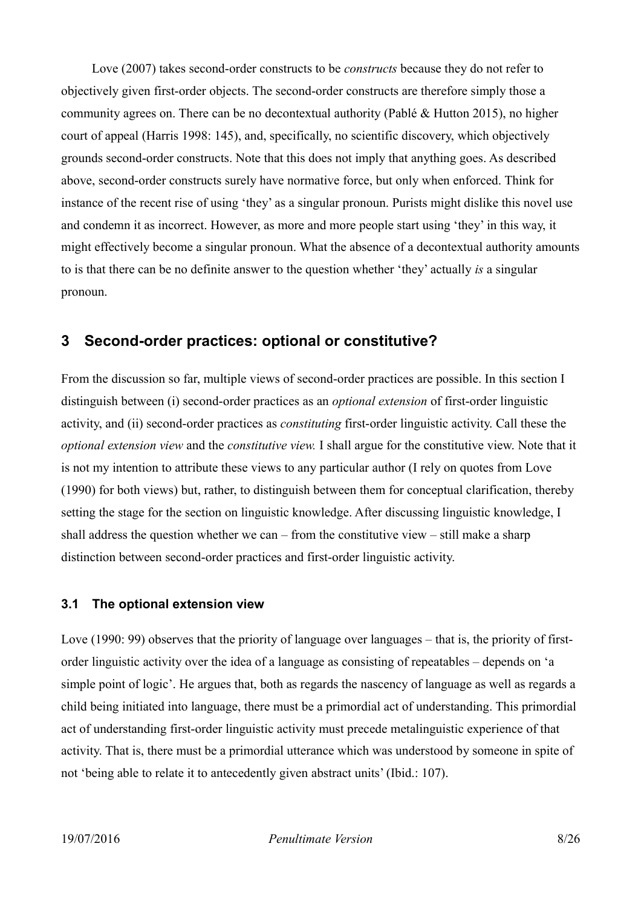Love (2007) takes second-order constructs to be *constructs* because they do not refer to objectively given first-order objects. The second-order constructs are therefore simply those a community agrees on. There can be no decontextual authority (Pablé & Hutton 2015), no higher court of appeal (Harris 1998: 145), and, specifically, no scientific discovery, which objectively grounds second-order constructs. Note that this does not imply that anything goes. As described above, second-order constructs surely have normative force, but only when enforced. Think for instance of the recent rise of using 'they' as a singular pronoun. Purists might dislike this novel use and condemn it as incorrect. However, as more and more people start using 'they' in this way, it might effectively become a singular pronoun. What the absence of a decontextual authority amounts to is that there can be no definite answer to the question whether 'they' actually *is* a singular pronoun.

## 3 Second-order practices: optional or constitutive?

From the discussion so far, multiple views of second-order practices are possible. In this section I distinguish between (i) second-order practices as an *optional extension* of first-order linguistic activity, and (ii) second-order practices as *constituting* first-order linguistic activity. Call these the *optional extension view* and the *constitutive view.* I shall argue for the constitutive view. Note that it is not my intention to attribute these views to any particular author (I rely on quotes from Love (1990) for both views) but, rather, to distinguish between them for conceptual clarification, thereby setting the stage for the section on linguistic knowledge. After discussing linguistic knowledge, I shall address the question whether we can – from the constitutive view – still make a sharp distinction between second-order practices and first-order linguistic activity.

### 3.1 The optional extension view

Love (1990: 99) observes that the priority of language over languages – that is, the priority of first-order linguistic activity over the idea of a language as consisting of repeatables – depends on 'a simple point of logic'. He argues that, both as regards the nascency of language as well as regards a child being initiated into language, there must be a primordial act of understanding. This primordial act of understanding first-order linguistic activity must precede metalinguistic experience of that activity. That is, there must be a primordial utterance which was understood by someone in spite of not 'being able to relate it to antecedently given abstract units' (Ibid.: 107).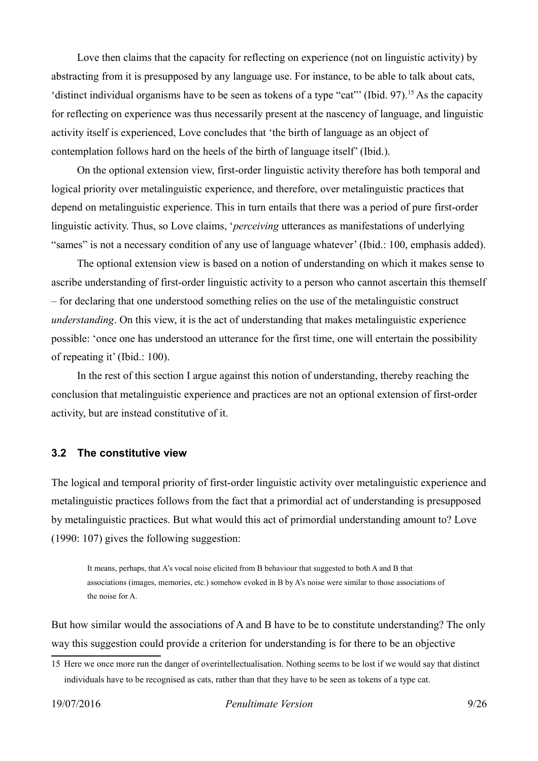Love then claims that the capacity for reflecting on experience (not on linguistic activity) by abstracting from it is presupposed by any language use. For instance, to be able to talk about cats, 'distinct individual organisms have to be seen as tokens of a type "cat"' (Ibid. 97).[15] As the capacity for reflecting on experience was thus necessarily present at the nascency of language, and linguistic activity itself is experienced, Love concludes that 'the birth of language as an object of contemplation follows hard on the heels of the birth of language itself' (Ibid.).

On the optional extension view, first-order linguistic activity therefore has both temporal and logical priority over metalinguistic experience, and therefore, over metalinguistic practices that depend on metalinguistic experience. This in turn entails that there was a period of pure first-order linguistic activity. Thus, so Love claims, '*perceiving* utterances as manifestations of underlying "sames" is not a necessary condition of any use of language whatever' (Ibid.: 100, emphasis added).

The optional extension view is based on a notion of understanding on which it makes sense to ascribe understanding of first-order linguistic activity to a person who cannot ascertain this themself – for declaring that one understood something relies on the use of the metalinguistic construct *understanding*. On this view, it is the act of understanding that makes metalinguistic experience possible: 'once one has understood an utterance for the first time, one will entertain the possibility of repeating it' (Ibid.: 100).

In the rest of this section I argue against this notion of understanding, thereby reaching the conclusion that metalinguistic experience and practices are not an optional extension of first-order activity, but are instead constitutive of it.

### 3.2 The constitutive view

The logical and temporal priority of first-order linguistic activity over metalinguistic experience and metalinguistic practices follows from the fact that a primordial act of understanding is presupposed by metalinguistic practices. But what would this act of primordial understanding amount to? Love (1990: 107) gives the following suggestion:

> It means, perhaps, that A's vocal noise elicited from B behaviour that suggested to both A and B that associations (images, memories, etc.) somehow evoked in B by A's noise were similar to those associations of the noise for A.

But how similar would the associations of A and B have to be to constitute understanding? The only way this suggestion could provide a criterion for understanding is for there to be an objective

---

[15] Here we once more run the danger of overintellectualisation. Nothing seems to be lost if we would say that distinct individuals have to be recognised as cats, rather than that they have to be seen as tokens of a type cat.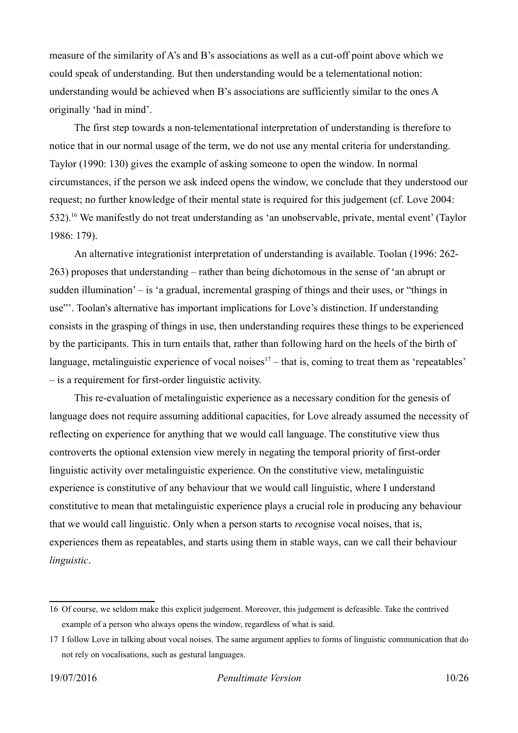measure of the similarity of A's and B's associations as well as a cut-off point above which we could speak of understanding. But then understanding would be a telementational notion: understanding would be achieved when B's associations are sufficiently similar to the ones A originally 'had in mind'.

The first step towards a non-telementational interpretation of understanding is therefore to notice that in our normal usage of the term, we do not use any mental criteria for understanding. Taylor (1990: 130) gives the example of asking someone to open the window. In normal circumstances, if the person we ask indeed opens the window, we conclude that they understood our request; no further knowledge of their mental state is required for this judgement (cf. Love 2004: 532).[16] We manifestly do not treat understanding as 'an unobservable, private, mental event' (Taylor 1986: 179).

An alternative integrationist interpretation of understanding is available. Toolan (1996: 262-263) proposes that understanding – rather than being dichotomous in the sense of 'an abrupt or sudden illumination' – is 'a gradual, incremental grasping of things and their uses, or "things in use"'. Toolan's alternative has important implications for Love's distinction. If understanding consists in the grasping of things in use, then understanding requires these things to be experienced by the participants. This in turn entails that, rather than following hard on the heels of the birth of language, metalinguistic experience of vocal noises[17] – that is, coming to treat them as 'repeatables' – is a requirement for first-order linguistic activity.

This re-evaluation of metalinguistic experience as a necessary condition for the genesis of language does not require assuming additional capacities, for Love already assumed the necessity of reflecting on experience for anything that we would call language. The constitutive view thus controverts the optional extension view merely in negating the temporal priority of first-order linguistic activity over metalinguistic experience. On the constitutive view, metalinguistic experience is constitutive of any behaviour that we would call linguistic, where I understand constitutive to mean that metalinguistic experience plays a crucial role in producing any behaviour that we would call linguistic. Only when a person starts to *re*cognise vocal noises, that is, experiences them as repeatables, and starts using them in stable ways, can we call their behaviour *linguistic*.

---

16 Of course, we seldom make this explicit judgement. Moreover, this judgement is defeasible. Take the contrived example of a person who always opens the window, regardless of what is said.

17 I follow Love in talking about vocal noises. The same argument applies to forms of linguistic communication that do not rely on vocalisations, such as gestural languages.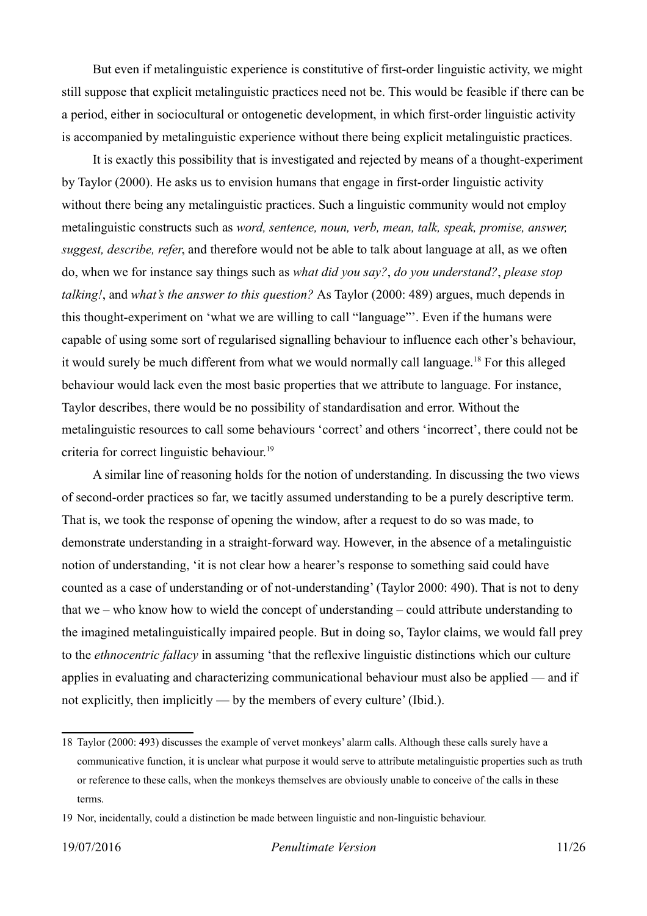But even if metalinguistic experience is constitutive of first-order linguistic activity, we might still suppose that explicit metalinguistic practices need not be. This would be feasible if there can be a period, either in sociocultural or ontogenetic development, in which first-order linguistic activity is accompanied by metalinguistic experience without there being explicit metalinguistic practices.

It is exactly this possibility that is investigated and rejected by means of a thought-experiment by Taylor (2000). He asks us to envision humans that engage in first-order linguistic activity without there being any metalinguistic practices. Such a linguistic community would not employ metalinguistic constructs such as *word, sentence, noun, verb, mean, talk, speak, promise, answer, suggest, describe, refer*, and therefore would not be able to talk about language at all, as we often do, when we for instance say things such as *what did you say?*, *do you understand?*, *please stop talking!*, and *what's the answer to this question?* As Taylor (2000: 489) argues, much depends in this thought-experiment on 'what we are willing to call "language"'. Even if the humans were capable of using some sort of regularised signalling behaviour to influence each other's behaviour, it would surely be much different from what we would normally call language.[18] For this alleged behaviour would lack even the most basic properties that we attribute to language. For instance, Taylor describes, there would be no possibility of standardisation and error. Without the metalinguistic resources to call some behaviours 'correct' and others 'incorrect', there could not be criteria for correct linguistic behaviour.[19]

A similar line of reasoning holds for the notion of understanding. In discussing the two views of second-order practices so far, we tacitly assumed understanding to be a purely descriptive term. That is, we took the response of opening the window, after a request to do so was made, to demonstrate understanding in a straight-forward way. However, in the absence of a metalinguistic notion of understanding, 'it is not clear how a hearer's response to something said could have counted as a case of understanding or of not-understanding' (Taylor 2000: 490). That is not to deny that we – who know how to wield the concept of understanding – could attribute understanding to the imagined metalinguistically impaired people. But in doing so, Taylor claims, we would fall prey to the *ethnocentric fallacy* in assuming 'that the reflexive linguistic distinctions which our culture applies in evaluating and characterizing communicational behaviour must also be applied — and if not explicitly, then implicitly — by the members of every culture' (Ibid.).

18 Taylor (2000: 493) discusses the example of vervet monkeys' alarm calls. Although these calls surely have a communicative function, it is unclear what purpose it would serve to attribute metalinguistic properties such as truth or reference to these calls, when the monkeys themselves are obviously unable to conceive of the calls in these terms.

19 Nor, incidentally, could a distinction be made between linguistic and non-linguistic behaviour.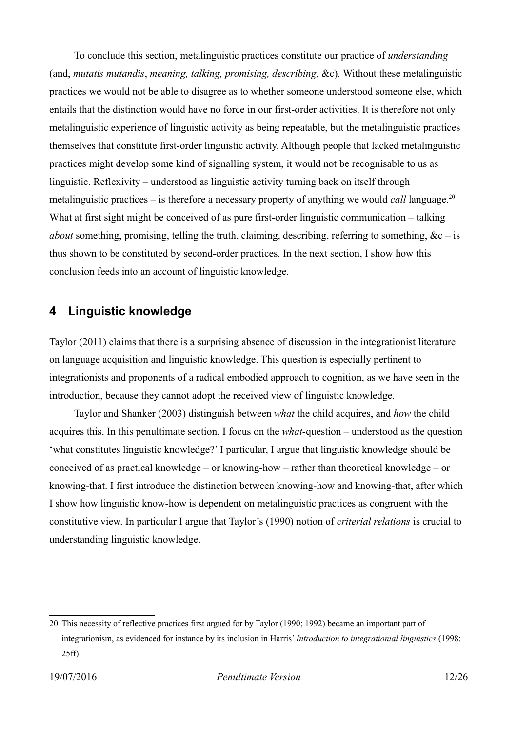To conclude this section, metalinguistic practices constitute our practice of *understanding* (and, *mutatis mutandis*, *meaning, talking, promising, describing,* &c). Without these metalinguistic practices we would not be able to disagree as to whether someone understood someone else, which entails that the distinction would have no force in our first-order activities. It is therefore not only metalinguistic experience of linguistic activity as being repeatable, but the metalinguistic practices themselves that constitute first-order linguistic activity. Although people that lacked metalinguistic practices might develop some kind of signalling system, it would not be recognisable to us as linguistic. Reflexivity – understood as linguistic activity turning back on itself through metalinguistic practices – is therefore a necessary property of anything we would *call* language.[20] What at first sight might be conceived of as pure first-order linguistic communication – talking *about* something, promising, telling the truth, claiming, describing, referring to something, &c – is thus shown to be constituted by second-order practices. In the next section, I show how this conclusion feeds into an account of linguistic knowledge.

## 4 Linguistic knowledge

Taylor (2011) claims that there is a surprising absence of discussion in the integrationist literature on language acquisition and linguistic knowledge. This question is especially pertinent to integrationists and proponents of a radical embodied approach to cognition, as we have seen in the introduction, because they cannot adopt the received view of linguistic knowledge.

Taylor and Shanker (2003) distinguish between *what* the child acquires, and *how* the child acquires this. In this penultimate section, I focus on the *what*-question – understood as the question 'what constitutes linguistic knowledge?' I particular, I argue that linguistic knowledge should be conceived of as practical knowledge – or knowing-how – rather than theoretical knowledge – or knowing-that. I first introduce the distinction between knowing-how and knowing-that, after which I show how linguistic know-how is dependent on metalinguistic practices as congruent with the constitutive view. In particular I argue that Taylor's (1990) notion of *criterial relations* is crucial to understanding linguistic knowledge.

---

20 This necessity of reflective practices first argued for by Taylor (1990; 1992) became an important part of integrationism, as evidenced for instance by its inclusion in Harris' *Introduction to integrationial linguistics* (1998: 25ff).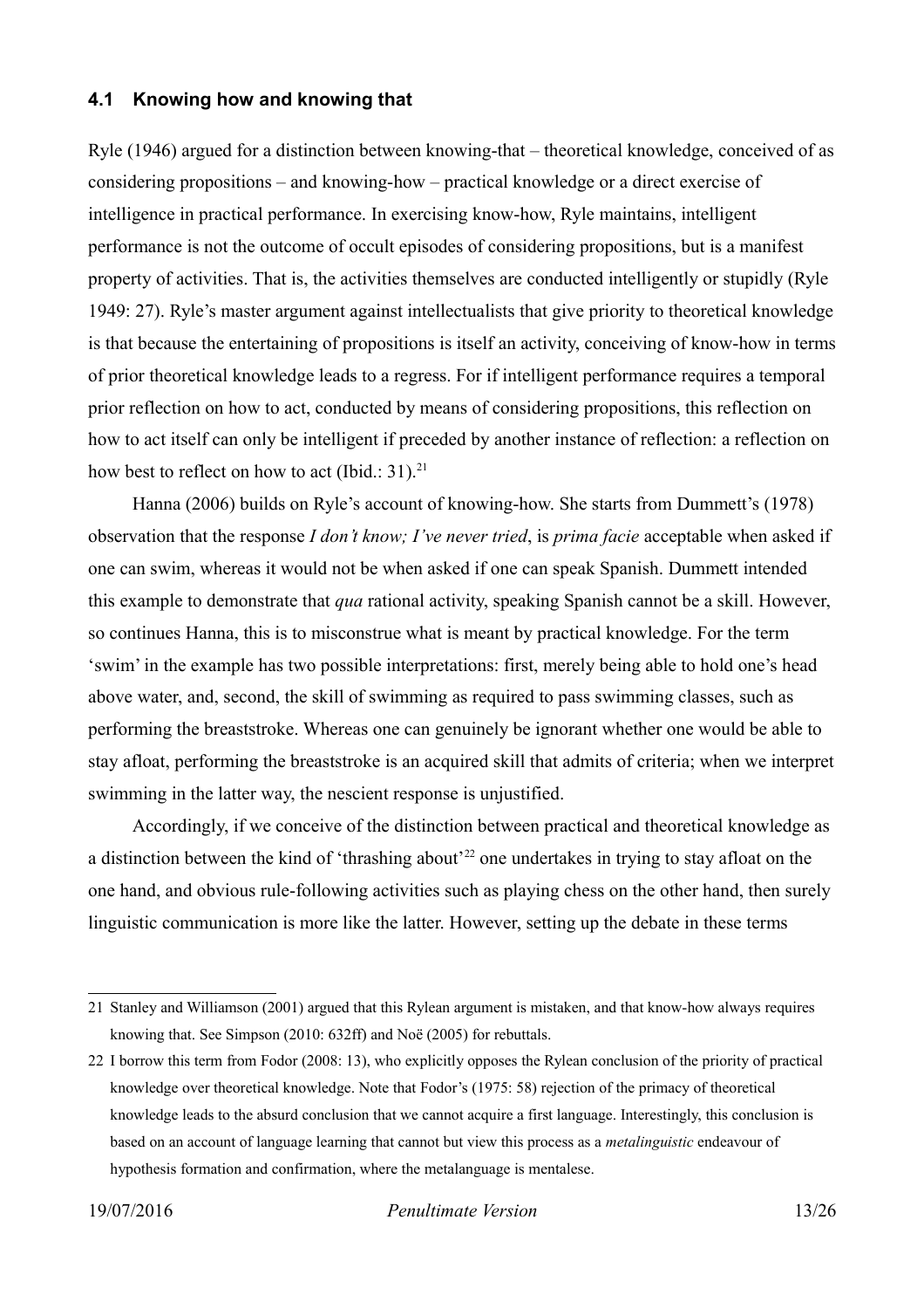### 4.1 Knowing how and knowing that

Ryle (1946) argued for a distinction between knowing-that – theoretical knowledge, conceived of as considering propositions – and knowing-how – practical knowledge or a direct exercise of intelligence in practical performance. In exercising know-how, Ryle maintains, intelligent performance is not the outcome of occult episodes of considering propositions, but is a manifest property of activities. That is, the activities themselves are conducted intelligently or stupidly (Ryle 1949: 27). Ryle's master argument against intellectualists that give priority to theoretical knowledge is that because the entertaining of propositions is itself an activity, conceiving of know-how in terms of prior theoretical knowledge leads to a regress. For if intelligent performance requires a temporal prior reflection on how to act, conducted by means of considering propositions, this reflection on how to act itself can only be intelligent if preceded by another instance of reflection: a reflection on how best to reflect on how to act (Ibid.: 31).[21]

Hanna (2006) builds on Ryle's account of knowing-how. She starts from Dummett's (1978) observation that the response *I don't know; I've never tried*, is *prima facie* acceptable when asked if one can swim, whereas it would not be when asked if one can speak Spanish. Dummett intended this example to demonstrate that *qua* rational activity, speaking Spanish cannot be a skill. However, so continues Hanna, this is to misconstrue what is meant by practical knowledge. For the term 'swim' in the example has two possible interpretations: first, merely being able to hold one's head above water, and, second, the skill of swimming as required to pass swimming classes, such as performing the breaststroke. Whereas one can genuinely be ignorant whether one would be able to stay afloat, performing the breaststroke is an acquired skill that admits of criteria; when we interpret swimming in the latter way, the nescient response is unjustified.

Accordingly, if we conceive of the distinction between practical and theoretical knowledge as a distinction between the kind of 'thrashing about'[22] one undertakes in trying to stay afloat on the one hand, and obvious rule-following activities such as playing chess on the other hand, then surely linguistic communication is more like the latter. However, setting up the debate in these terms

---

[21] Stanley and Williamson (2001) argued that this Rylean argument is mistaken, and that know-how always requires knowing that. See Simpson (2010: 632ff) and Noë (2005) for rebuttals.

[22] I borrow this term from Fodor (2008: 13), who explicitly opposes the Rylean conclusion of the priority of practical knowledge over theoretical knowledge. Note that Fodor's (1975: 58) rejection of the primacy of theoretical knowledge leads to the absurd conclusion that we cannot acquire a first language. Interestingly, this conclusion is based on an account of language learning that cannot but view this process as a *metalinguistic* endeavour of hypothesis formation and confirmation, where the metalanguage is mentalese.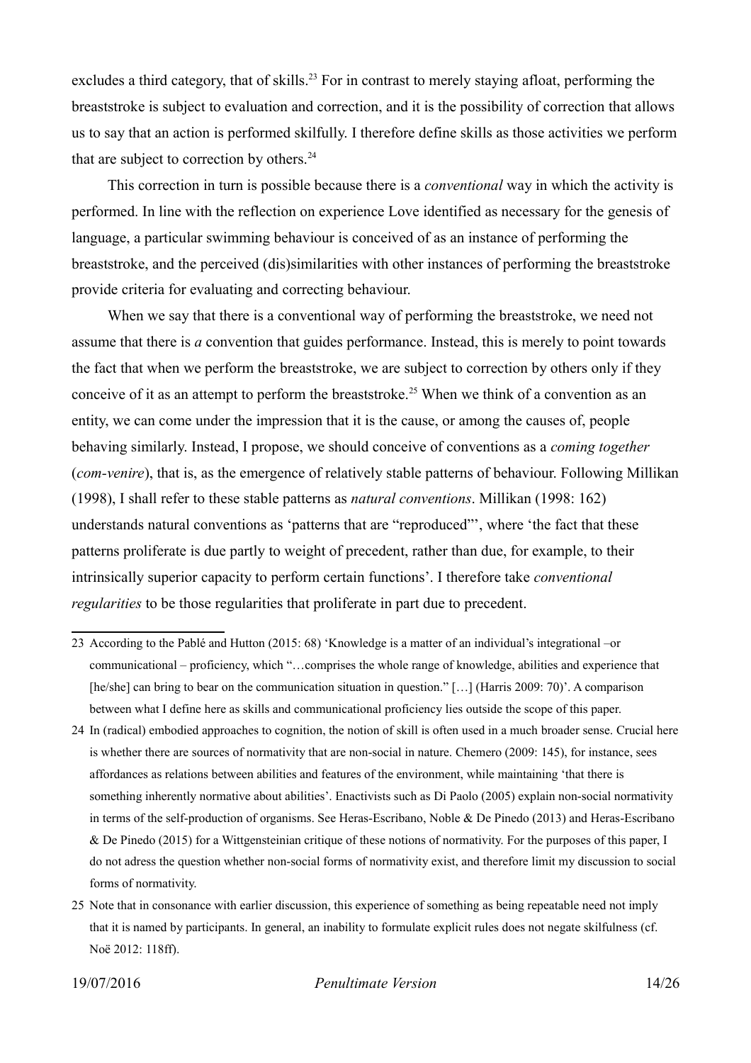excludes a third category, that of skills.[23] For in contrast to merely staying afloat, performing the breaststroke is subject to evaluation and correction, and it is the possibility of correction that allows us to say that an action is performed skilfully. I therefore define skills as those activities we perform that are subject to correction by others.[24]

This correction in turn is possible because there is a *conventional* way in which the activity is performed. In line with the reflection on experience Love identified as necessary for the genesis of language, a particular swimming behaviour is conceived of as an instance of performing the breaststroke, and the perceived (dis)similarities with other instances of performing the breaststroke provide criteria for evaluating and correcting behaviour.

When we say that there is a conventional way of performing the breaststroke, we need not assume that there is *a* convention that guides performance. Instead, this is merely to point towards the fact that when we perform the breaststroke, we are subject to correction by others only if they conceive of it as an attempt to perform the breaststroke.[25] When we think of a convention as an entity, we can come under the impression that it is the cause, or among the causes of, people behaving similarly. Instead, I propose, we should conceive of conventions as a *coming together* (*com-venire*), that is, as the emergence of relatively stable patterns of behaviour. Following Millikan (1998), I shall refer to these stable patterns as *natural conventions*. Millikan (1998: 162) understands natural conventions as 'patterns that are "reproduced"', where 'the fact that these patterns proliferate is due partly to weight of precedent, rather than due, for example, to their intrinsically superior capacity to perform certain functions'. I therefore take *conventional regularities* to be those regularities that proliferate in part due to precedent.

---

23 According to the Pablé and Hutton (2015: 68) 'Knowledge is a matter of an individual's integrational –or communicational – proficiency, which "…comprises the whole range of knowledge, abilities and experience that [he/she] can bring to bear on the communication situation in question." […] (Harris 2009: 70)'. A comparison between what I define here as skills and communicational proficiency lies outside the scope of this paper.

24 In (radical) embodied approaches to cognition, the notion of skill is often used in a much broader sense. Crucial here is whether there are sources of normativity that are non-social in nature. Chemero (2009: 145), for instance, sees affordances as relations between abilities and features of the environment, while maintaining 'that there is something inherently normative about abilities'. Enactivists such as Di Paolo (2005) explain non-social normativity in terms of the self-production of organisms. See Heras-Escribano, Noble & De Pinedo (2013) and Heras-Escribano & De Pinedo (2015) for a Wittgensteinian critique of these notions of normativity. For the purposes of this paper, I do not adress the question whether non-social forms of normativity exist, and therefore limit my discussion to social forms of normativity.

25 Note that in consonance with earlier discussion, this experience of something as being repeatable need not imply that it is named by participants. In general, an inability to formulate explicit rules does not negate skilfulness (cf. Noë 2012: 118ff).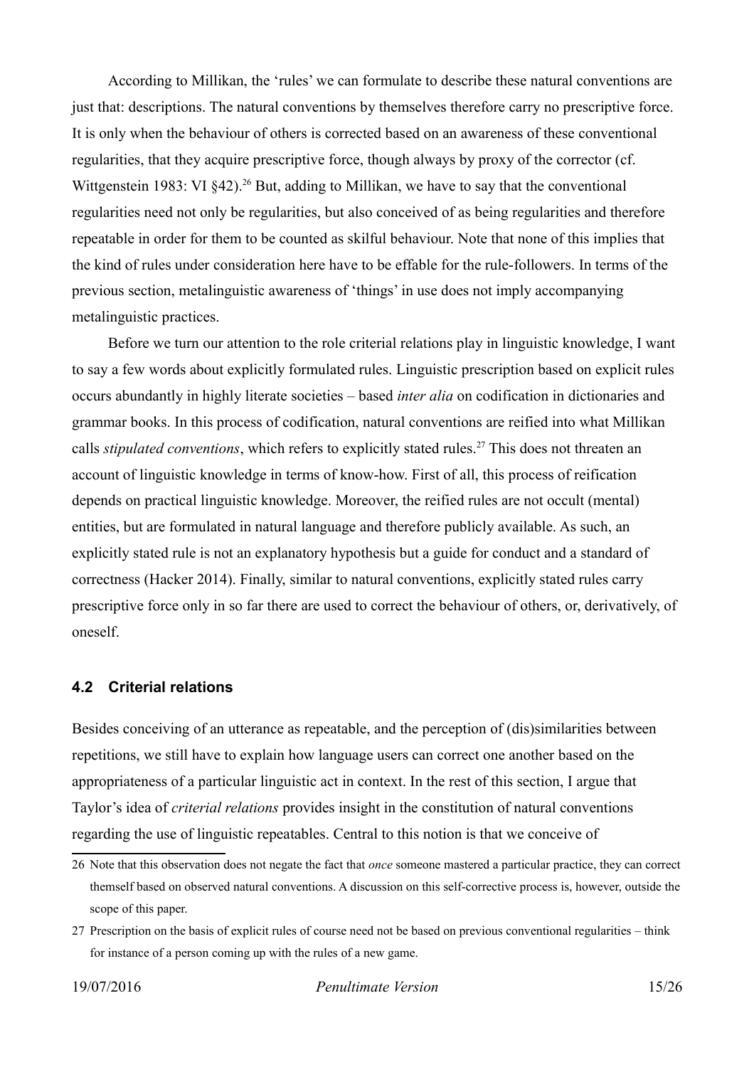According to Millikan, the 'rules' we can formulate to describe these natural conventions are just that: descriptions. The natural conventions by themselves therefore carry no prescriptive force. It is only when the behaviour of others is corrected based on an awareness of these conventional regularities, that they acquire prescriptive force, though always by proxy of the corrector (cf. Wittgenstein 1983: VI §42).[26] But, adding to Millikan, we have to say that the conventional regularities need not only be regularities, but also conceived of as being regularities and therefore repeatable in order for them to be counted as skilful behaviour. Note that none of this implies that the kind of rules under consideration here have to be effable for the rule-followers. In terms of the previous section, metalinguistic awareness of 'things' in use does not imply accompanying metalinguistic practices.

Before we turn our attention to the role criterial relations play in linguistic knowledge, I want to say a few words about explicitly formulated rules. Linguistic prescription based on explicit rules occurs abundantly in highly literate societies – based *inter alia* on codification in dictionaries and grammar books. In this process of codification, natural conventions are reified into what Millikan calls *stipulated conventions*, which refers to explicitly stated rules.[27] This does not threaten an account of linguistic knowledge in terms of know-how. First of all, this process of reification depends on practical linguistic knowledge. Moreover, the reified rules are not occult (mental) entities, but are formulated in natural language and therefore publicly available. As such, an explicitly stated rule is not an explanatory hypothesis but a guide for conduct and a standard of correctness (Hacker 2014). Finally, similar to natural conventions, explicitly stated rules carry prescriptive force only in so far there are used to correct the behaviour of others, or, derivatively, of oneself.

### 4.2 Criterial relations

Besides conceiving of an utterance as repeatable, and the perception of (dis)similarities between repetitions, we still have to explain how language users can correct one another based on the appropriateness of a particular linguistic act in context. In the rest of this section, I argue that Taylor's idea of *criterial relations* provides insight in the constitution of natural conventions regarding the use of linguistic repeatables. Central to this notion is that we conceive of

---

26 Note that this observation does not negate the fact that *once* someone mastered a particular practice, they can correct themself based on observed natural conventions. A discussion on this self-corrective process is, however, outside the scope of this paper.

27 Prescription on the basis of explicit rules of course need not be based on previous conventional regularities – think for instance of a person coming up with the rules of a new game.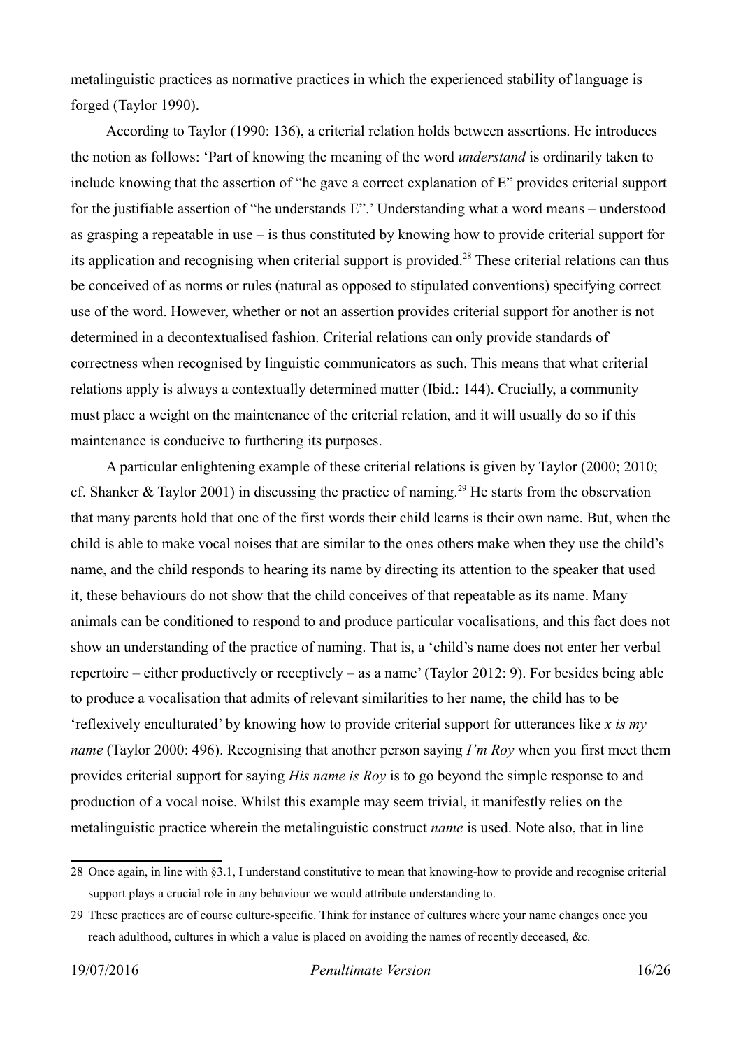metalinguistic practices as normative practices in which the experienced stability of language is forged (Taylor 1990).

According to Taylor (1990: 136), a criterial relation holds between assertions. He introduces the notion as follows: 'Part of knowing the meaning of the word *understand* is ordinarily taken to include knowing that the assertion of "he gave a correct explanation of E" provides criterial support for the justifiable assertion of "he understands E".' Understanding what a word means – understood as grasping a repeatable in use – is thus constituted by knowing how to provide criterial support for its application and recognising when criterial support is provided.[28] These criterial relations can thus be conceived of as norms or rules (natural as opposed to stipulated conventions) specifying correct use of the word. However, whether or not an assertion provides criterial support for another is not determined in a decontextualised fashion. Criterial relations can only provide standards of correctness when recognised by linguistic communicators as such. This means that what criterial relations apply is always a contextually determined matter (Ibid.: 144). Crucially, a community must place a weight on the maintenance of the criterial relation, and it will usually do so if this maintenance is conducive to furthering its purposes.

A particular enlightening example of these criterial relations is given by Taylor (2000; 2010; cf. Shanker & Taylor 2001) in discussing the practice of naming.[29] He starts from the observation that many parents hold that one of the first words their child learns is their own name. But, when the child is able to make vocal noises that are similar to the ones others make when they use the child's name, and the child responds to hearing its name by directing its attention to the speaker that used it, these behaviours do not show that the child conceives of that repeatable as its name. Many animals can be conditioned to respond to and produce particular vocalisations, and this fact does not show an understanding of the practice of naming. That is, a 'child's name does not enter her verbal repertoire – either productively or receptively – as a name' (Taylor 2012: 9). For besides being able to produce a vocalisation that admits of relevant similarities to her name, the child has to be 'reflexively enculturated' by knowing how to provide criterial support for utterances like *x is my name* (Taylor 2000: 496). Recognising that another person saying *I'm Roy* when you first meet them provides criterial support for saying *His name is Roy* is to go beyond the simple response to and production of a vocal noise. Whilst this example may seem trivial, it manifestly relies on the metalinguistic practice wherein the metalinguistic construct *name* is used. Note also, that in line

28 Once again, in line with §3.1, I understand constitutive to mean that knowing-how to provide and recognise criterial support plays a crucial role in any behaviour we would attribute understanding to.

29 These practices are of course culture-specific. Think for instance of cultures where your name changes once you reach adulthood, cultures in which a value is placed on avoiding the names of recently deceased, &c.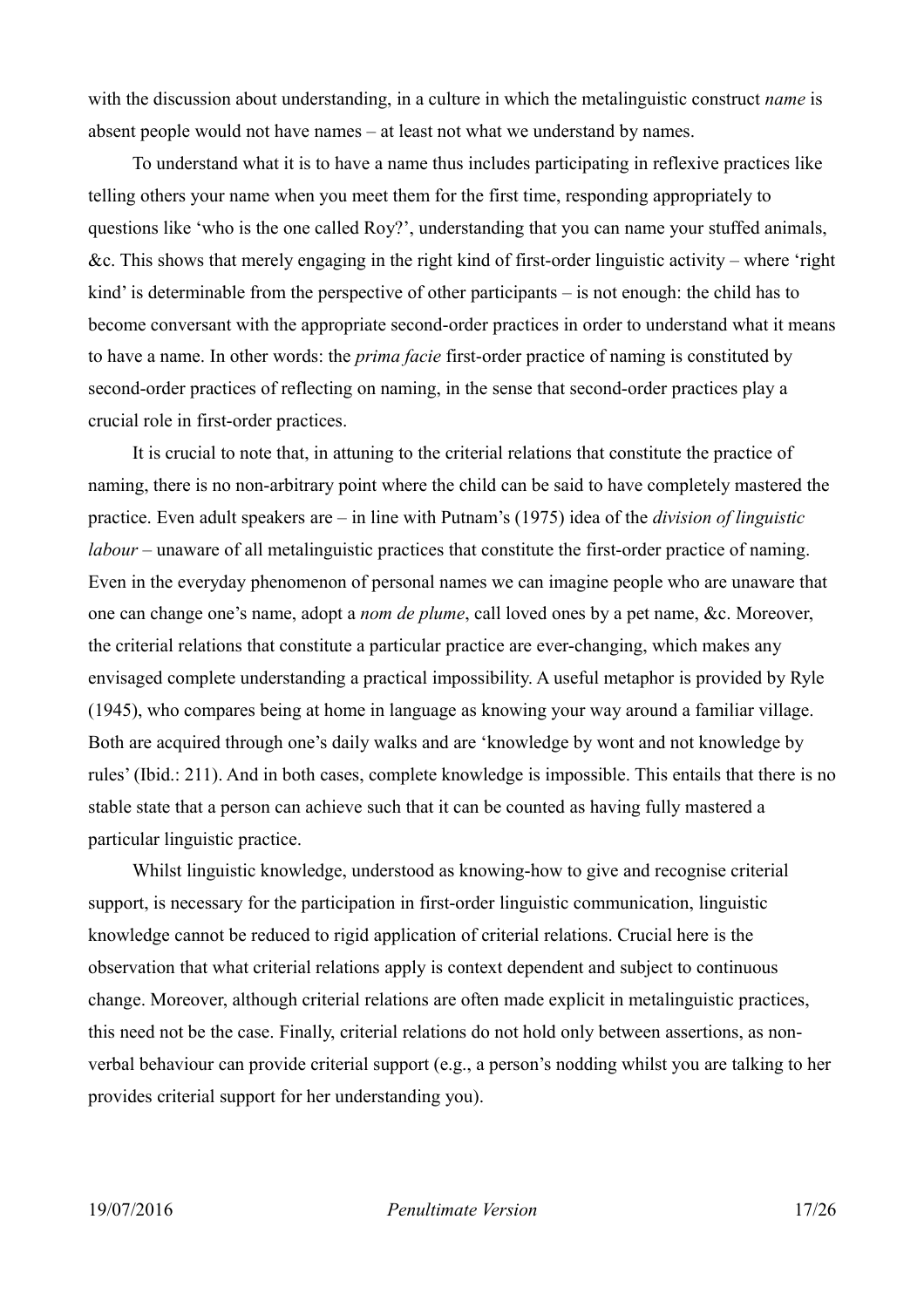with the discussion about understanding, in a culture in which the metalinguistic construct *name* is absent people would not have names – at least not what we understand by names.

To understand what it is to have a name thus includes participating in reflexive practices like telling others your name when you meet them for the first time, responding appropriately to questions like 'who is the one called Roy?', understanding that you can name your stuffed animals, &c. This shows that merely engaging in the right kind of first-order linguistic activity – where 'right kind' is determinable from the perspective of other participants – is not enough: the child has to become conversant with the appropriate second-order practices in order to understand what it means to have a name. In other words: the *prima facie* first-order practice of naming is constituted by second-order practices of reflecting on naming, in the sense that second-order practices play a crucial role in first-order practices.

It is crucial to note that, in attuning to the criterial relations that constitute the practice of naming, there is no non-arbitrary point where the child can be said to have completely mastered the practice. Even adult speakers are – in line with Putnam's (1975) idea of the *division of linguistic labour* – unaware of all metalinguistic practices that constitute the first-order practice of naming. Even in the everyday phenomenon of personal names we can imagine people who are unaware that one can change one's name, adopt a *nom de plume*, call loved ones by a pet name, &c. Moreover, the criterial relations that constitute a particular practice are ever-changing, which makes any envisaged complete understanding a practical impossibility. A useful metaphor is provided by Ryle (1945), who compares being at home in language as knowing your way around a familiar village. Both are acquired through one's daily walks and are 'knowledge by wont and not knowledge by rules' (Ibid.: 211). And in both cases, complete knowledge is impossible. This entails that there is no stable state that a person can achieve such that it can be counted as having fully mastered a particular linguistic practice.

Whilst linguistic knowledge, understood as knowing-how to give and recognise criterial support, is necessary for the participation in first-order linguistic communication, linguistic knowledge cannot be reduced to rigid application of criterial relations. Crucial here is the observation that what criterial relations apply is context dependent and subject to continuous change. Moreover, although criterial relations are often made explicit in metalinguistic practices, this need not be the case. Finally, criterial relations do not hold only between assertions, as non-verbal behaviour can provide criterial support (e.g., a person's nodding whilst you are talking to her provides criterial support for her understanding you).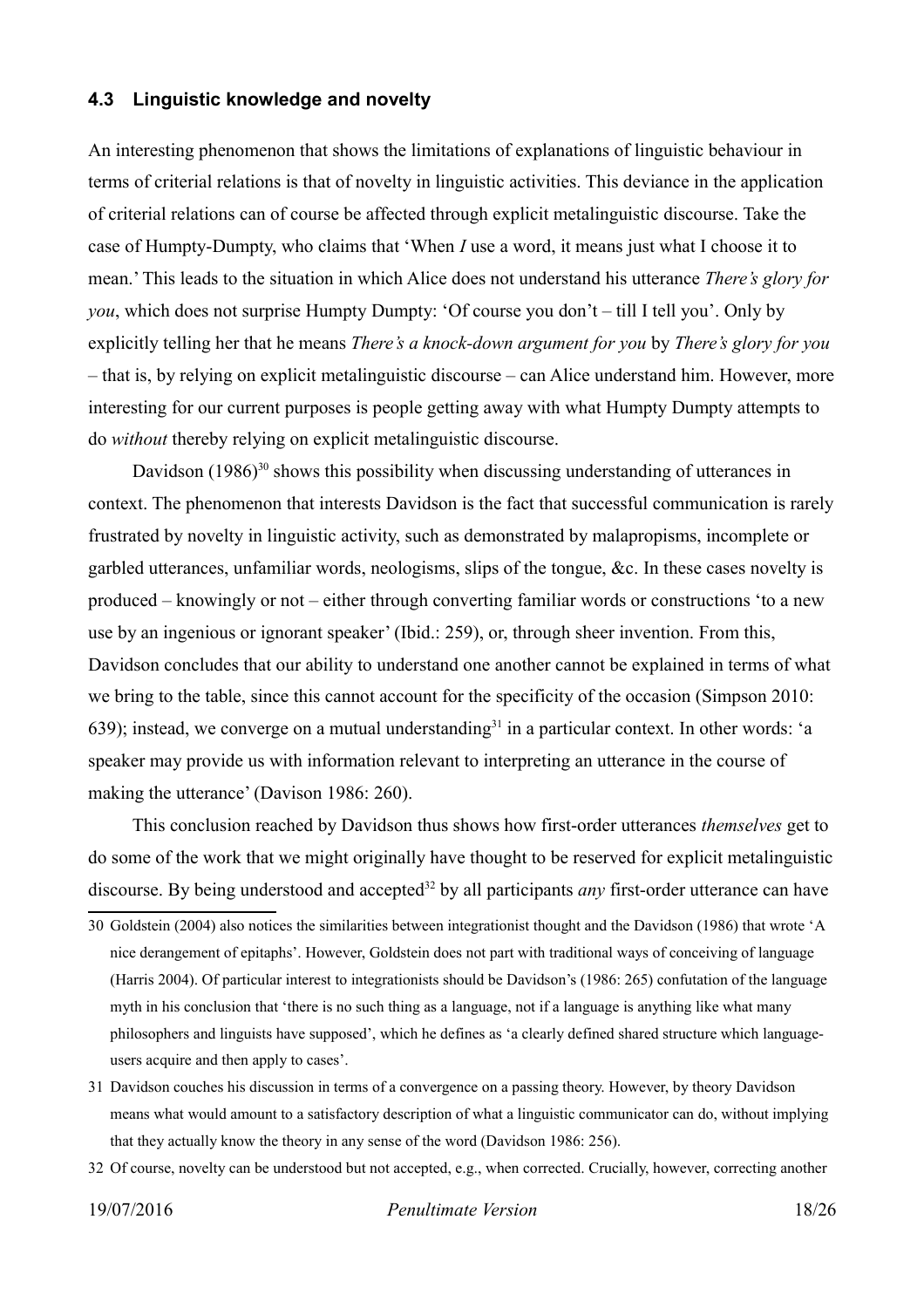### 4.3 Linguistic knowledge and novelty

An interesting phenomenon that shows the limitations of explanations of linguistic behaviour in terms of criterial relations is that of novelty in linguistic activities. This deviance in the application of criterial relations can of course be affected through explicit metalinguistic discourse. Take the case of Humpty-Dumpty, who claims that 'When *I* use a word, it means just what I choose it to mean.' This leads to the situation in which Alice does not understand his utterance *There's glory for you*, which does not surprise Humpty Dumpty: 'Of course you don't – till I tell you'. Only by explicitly telling her that he means *There's a knock-down argument for you* by *There's glory for you* – that is, by relying on explicit metalinguistic discourse – can Alice understand him. However, more interesting for our current purposes is people getting away with what Humpty Dumpty attempts to do *without* thereby relying on explicit metalinguistic discourse.

Davidson (1986)[30] shows this possibility when discussing understanding of utterances in context. The phenomenon that interests Davidson is the fact that successful communication is rarely frustrated by novelty in linguistic activity, such as demonstrated by malapropisms, incomplete or garbled utterances, unfamiliar words, neologisms, slips of the tongue, &c. In these cases novelty is produced – knowingly or not – either through converting familiar words or constructions 'to a new use by an ingenious or ignorant speaker' (Ibid.: 259), or, through sheer invention. From this, Davidson concludes that our ability to understand one another cannot be explained in terms of what we bring to the table, since this cannot account for the specificity of the occasion (Simpson 2010: 639); instead, we converge on a mutual understanding[31] in a particular context. In other words: 'a speaker may provide us with information relevant to interpreting an utterance in the course of making the utterance' (Davison 1986: 260).

This conclusion reached by Davidson thus shows how first-order utterances *themselves* get to do some of the work that we might originally have thought to be reserved for explicit metalinguistic discourse. By being understood and accepted[32] by all participants *any* first-order utterance can have

[30] Goldstein (2004) also notices the similarities between integrationist thought and the Davidson (1986) that wrote 'A nice derangement of epitaphs'. However, Goldstein does not part with traditional ways of conceiving of language (Harris 2004). Of particular interest to integrationists should be Davidson's (1986: 265) confutation of the language myth in his conclusion that 'there is no such thing as a language, not if a language is anything like what many philosophers and linguists have supposed', which he defines as 'a clearly defined shared structure which language-users acquire and then apply to cases'.

[31] Davidson couches his discussion in terms of a convergence on a passing theory. However, by theory Davidson means what would amount to a satisfactory description of what a linguistic communicator can do, without implying that they actually know the theory in any sense of the word (Davidson 1986: 256).

[32] Of course, novelty can be understood but not accepted, e.g., when corrected. Crucially, however, correcting another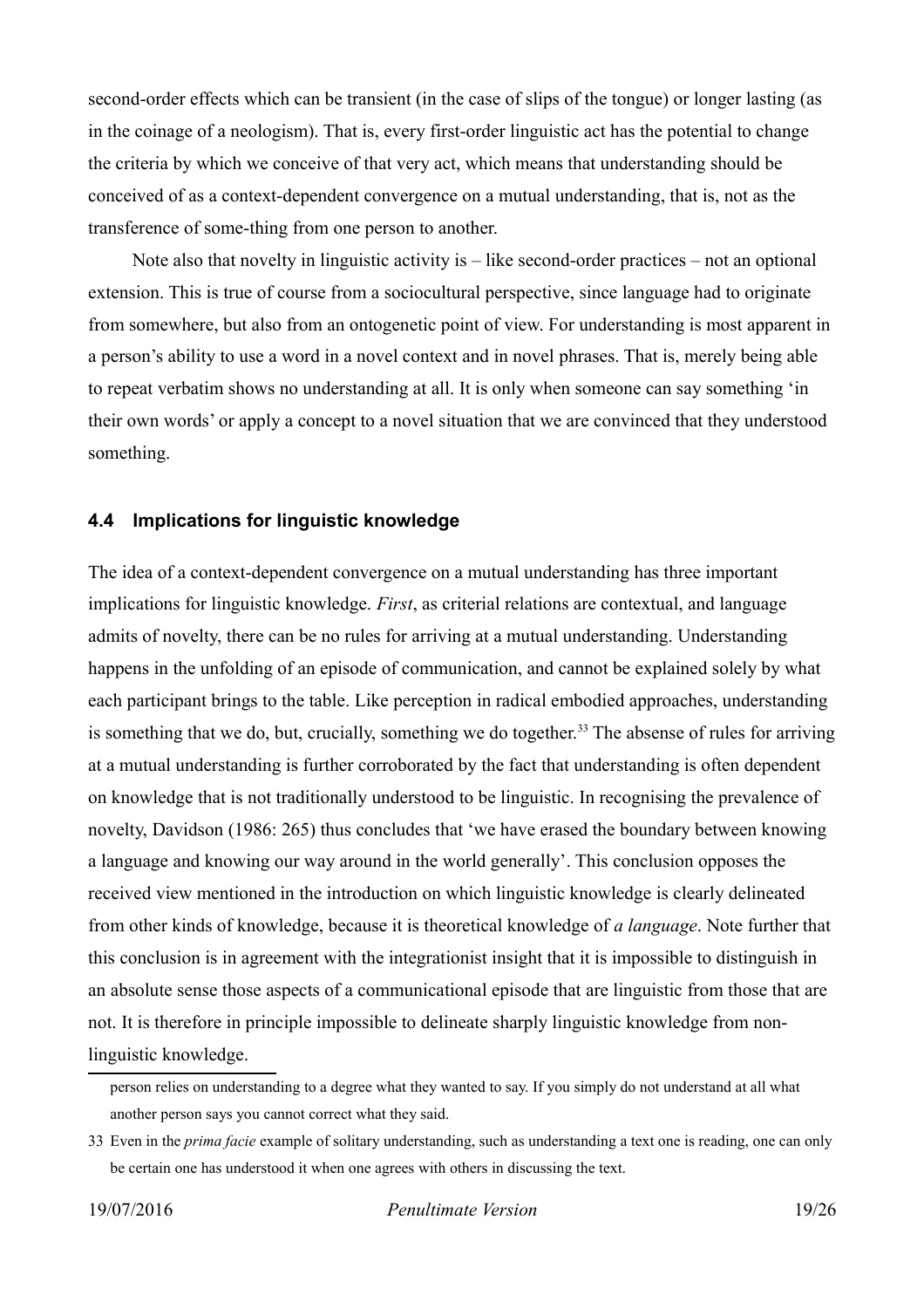second-order effects which can be transient (in the case of slips of the tongue) or longer lasting (as in the coinage of a neologism). That is, every first-order linguistic act has the potential to change the criteria by which we conceive of that very act, which means that understanding should be conceived of as a context-dependent convergence on a mutual understanding, that is, not as the transference of some-thing from one person to another.

Note also that novelty in linguistic activity is – like second-order practices – not an optional extension. This is true of course from a sociocultural perspective, since language had to originate from somewhere, but also from an ontogenetic point of view. For understanding is most apparent in a person's ability to use a word in a novel context and in novel phrases. That is, merely being able to repeat verbatim shows no understanding at all. It is only when someone can say something 'in their own words' or apply a concept to a novel situation that we are convinced that they understood something.

### 4.4 Implications for linguistic knowledge

The idea of a context-dependent convergence on a mutual understanding has three important implications for linguistic knowledge. *First*, as criterial relations are contextual, and language admits of novelty, there can be no rules for arriving at a mutual understanding. Understanding happens in the unfolding of an episode of communication, and cannot be explained solely by what each participant brings to the table. Like perception in radical embodied approaches, understanding is something that we do, but, crucially, something we do together.[33] The absense of rules for arriving at a mutual understanding is further corroborated by the fact that understanding is often dependent on knowledge that is not traditionally understood to be linguistic. In recognising the prevalence of novelty, Davidson (1986: 265) thus concludes that 'we have erased the boundary between knowing a language and knowing our way around in the world generally'. This conclusion opposes the received view mentioned in the introduction on which linguistic knowledge is clearly delineated from other kinds of knowledge, because it is theoretical knowledge of *a language*. Note further that this conclusion is in agreement with the integrationist insight that it is impossible to distinguish in an absolute sense those aspects of a communicational episode that are linguistic from those that are not. It is therefore in principle impossible to delineate sharply linguistic knowledge from non-linguistic knowledge.

person relies on understanding to a degree what they wanted to say. If you simply do not understand at all what another person says you cannot correct what they said.

33 Even in the *prima facie* example of solitary understanding, such as understanding a text one is reading, one can only be certain one has understood it when one agrees with others in discussing the text.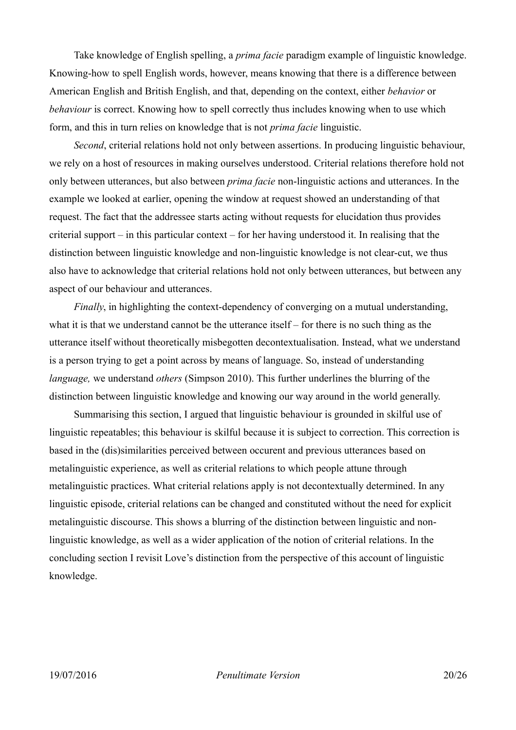Take knowledge of English spelling, a *prima facie* paradigm example of linguistic knowledge. Knowing-how to spell English words, however, means knowing that there is a difference between American English and British English, and that, depending on the context, either *behavior* or *behaviour* is correct. Knowing how to spell correctly thus includes knowing when to use which form, and this in turn relies on knowledge that is not *prima facie* linguistic.

*Second*, criterial relations hold not only between assertions. In producing linguistic behaviour, we rely on a host of resources in making ourselves understood. Criterial relations therefore hold not only between utterances, but also between *prima facie* non-linguistic actions and utterances. In the example we looked at earlier, opening the window at request showed an understanding of that request. The fact that the addressee starts acting without requests for elucidation thus provides criterial support – in this particular context – for her having understood it. In realising that the distinction between linguistic knowledge and non-linguistic knowledge is not clear-cut, we thus also have to acknowledge that criterial relations hold not only between utterances, but between any aspect of our behaviour and utterances.

*Finally*, in highlighting the context-dependency of converging on a mutual understanding, what it is that we understand cannot be the utterance itself – for there is no such thing as the utterance itself without theoretically misbegotten decontextualisation. Instead, what we understand is a person trying to get a point across by means of language. So, instead of understanding *language,* we understand *others* (Simpson 2010). This further underlines the blurring of the distinction between linguistic knowledge and knowing our way around in the world generally.

Summarising this section, I argued that linguistic behaviour is grounded in skilful use of linguistic repeatables; this behaviour is skilful because it is subject to correction. This correction is based in the (dis)similarities perceived between occurent and previous utterances based on metalinguistic experience, as well as criterial relations to which people attune through metalinguistic practices. What criterial relations apply is not decontextually determined. In any linguistic episode, criterial relations can be changed and constituted without the need for explicit metalinguistic discourse. This shows a blurring of the distinction between linguistic and non-linguistic knowledge, as well as a wider application of the notion of criterial relations. In the concluding section I revisit Love's distinction from the perspective of this account of linguistic knowledge.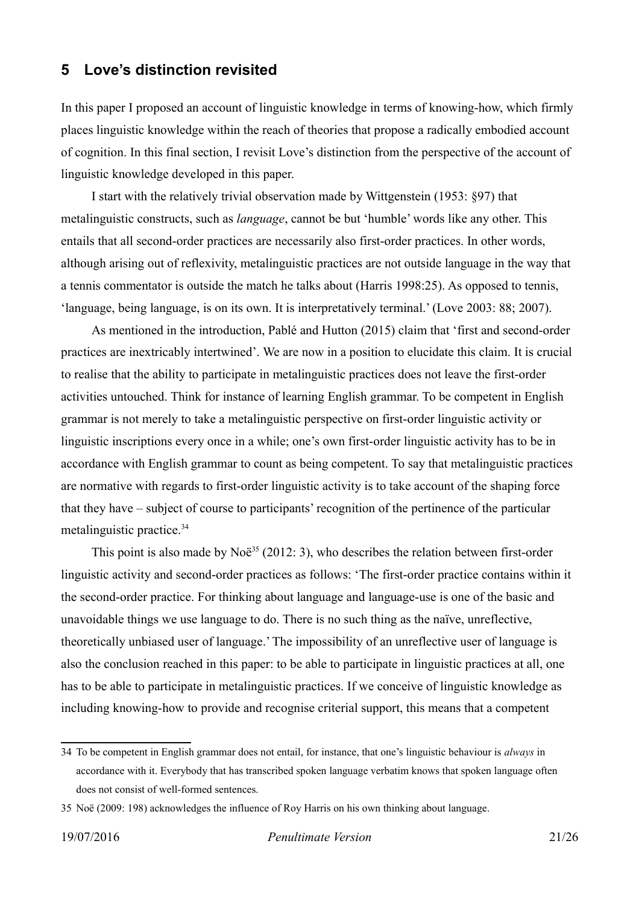## 5 Love's distinction revisited

In this paper I proposed an account of linguistic knowledge in terms of knowing-how, which firmly places linguistic knowledge within the reach of theories that propose a radically embodied account of cognition. In this final section, I revisit Love's distinction from the perspective of the account of linguistic knowledge developed in this paper.

I start with the relatively trivial observation made by Wittgenstein (1953: §97) that metalinguistic constructs, such as *language*, cannot be but 'humble' words like any other. This entails that all second-order practices are necessarily also first-order practices. In other words, although arising out of reflexivity, metalinguistic practices are not outside language in the way that a tennis commentator is outside the match he talks about (Harris 1998:25). As opposed to tennis, 'language, being language, is on its own. It is interpretatively terminal.' (Love 2003: 88; 2007).

As mentioned in the introduction, Pablé and Hutton (2015) claim that 'first and second-order practices are inextricably intertwined'. We are now in a position to elucidate this claim. It is crucial to realise that the ability to participate in metalinguistic practices does not leave the first-order activities untouched. Think for instance of learning English grammar. To be competent in English grammar is not merely to take a metalinguistic perspective on first-order linguistic activity or linguistic inscriptions every once in a while; one's own first-order linguistic activity has to be in accordance with English grammar to count as being competent. To say that metalinguistic practices are normative with regards to first-order linguistic activity is to take account of the shaping force that they have – subject of course to participants' recognition of the pertinence of the particular metalinguistic practice.[34]

This point is also made by Noë[35] (2012: 3), who describes the relation between first-order linguistic activity and second-order practices as follows: 'The first-order practice contains within it the second-order practice. For thinking about language and language-use is one of the basic and unavoidable things we use language to do. There is no such thing as the naïve, unreflective, theoretically unbiased user of language.' The impossibility of an unreflective user of language is also the conclusion reached in this paper: to be able to participate in linguistic practices at all, one has to be able to participate in metalinguistic practices. If we conceive of linguistic knowledge as including knowing-how to provide and recognise criterial support, this means that a competent

---

34 To be competent in English grammar does not entail, for instance, that one's linguistic behaviour is *always* in accordance with it. Everybody that has transcribed spoken language verbatim knows that spoken language often does not consist of well-formed sentences.

35 Noë (2009: 198) acknowledges the influence of Roy Harris on his own thinking about language.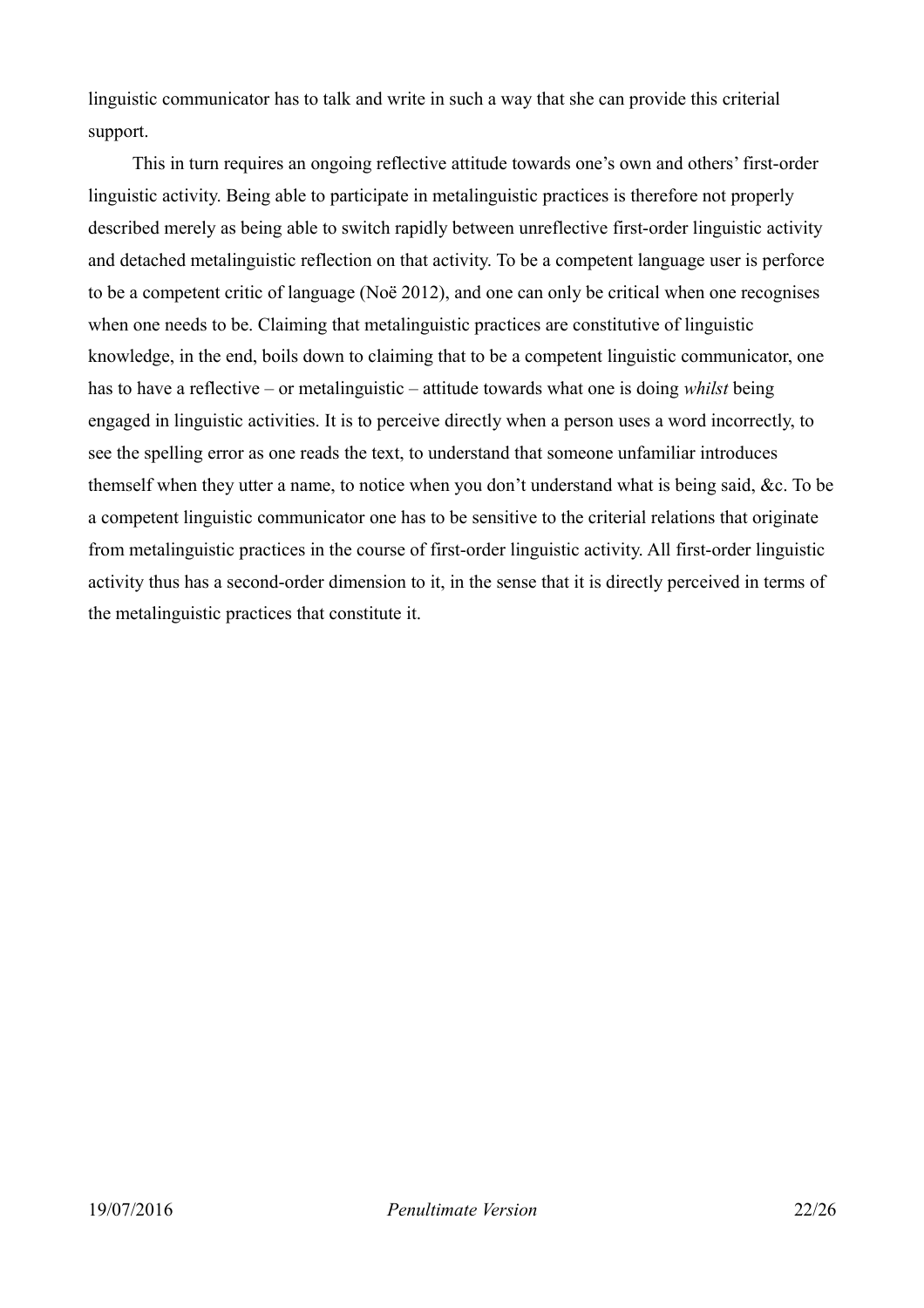linguistic communicator has to talk and write in such a way that she can provide this criterial support.

This in turn requires an ongoing reflective attitude towards one's own and others' first-order linguistic activity. Being able to participate in metalinguistic practices is therefore not properly described merely as being able to switch rapidly between unreflective first-order linguistic activity and detached metalinguistic reflection on that activity. To be a competent language user is perforce to be a competent critic of language (Noë 2012), and one can only be critical when one recognises when one needs to be. Claiming that metalinguistic practices are constitutive of linguistic knowledge, in the end, boils down to claiming that to be a competent linguistic communicator, one has to have a reflective – or metalinguistic – attitude towards what one is doing *whilst* being engaged in linguistic activities. It is to perceive directly when a person uses a word incorrectly, to see the spelling error as one reads the text, to understand that someone unfamiliar introduces themself when they utter a name, to notice when you don't understand what is being said, &c. To be a competent linguistic communicator one has to be sensitive to the criterial relations that originate from metalinguistic practices in the course of first-order linguistic activity. All first-order linguistic activity thus has a second-order dimension to it, in the sense that it is directly perceived in terms of the metalinguistic practices that constitute it.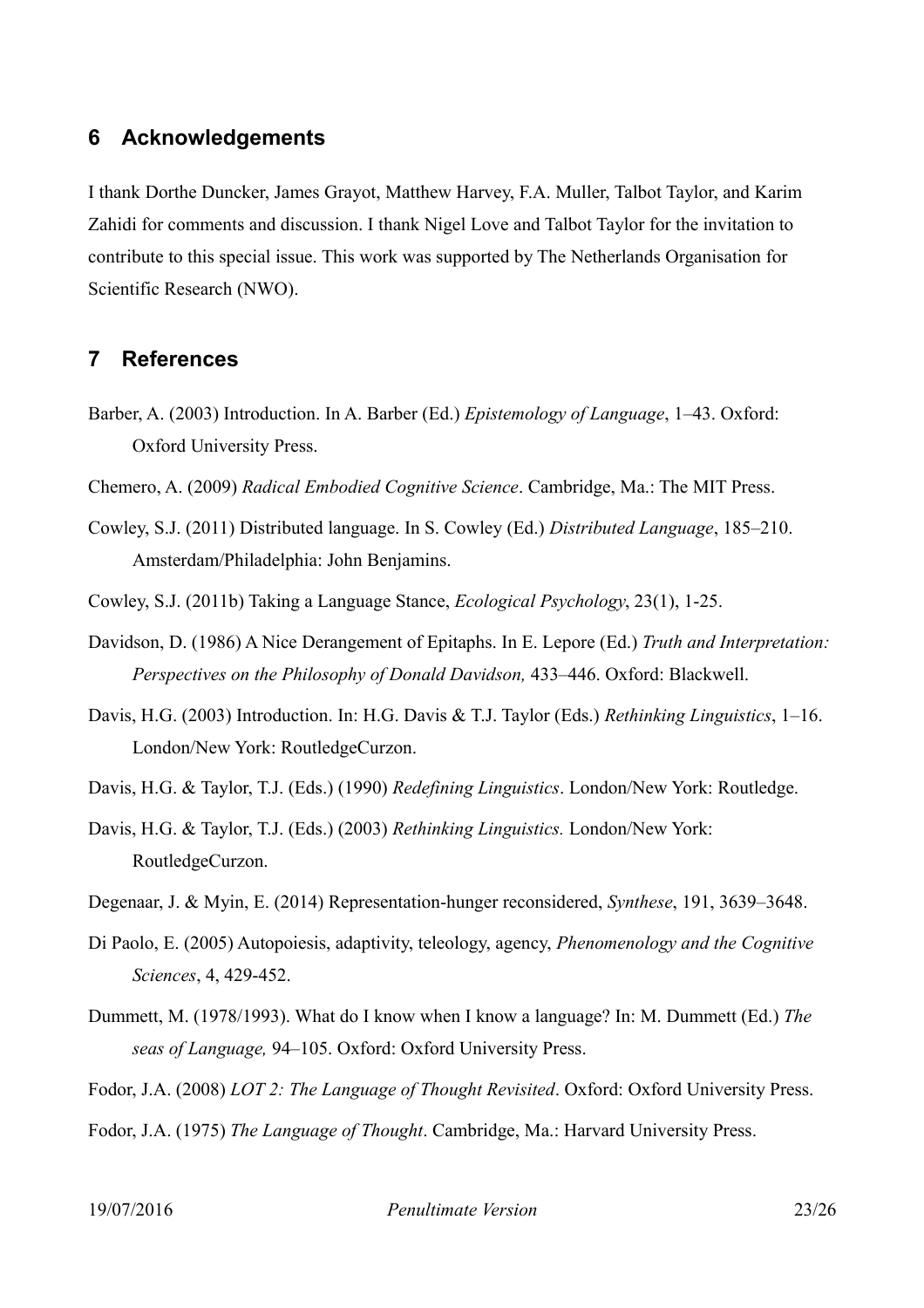## 6 Acknowledgements

I thank Dorthe Duncker, James Grayot, Matthew Harvey, F.A. Muller, Talbot Taylor, and Karim Zahidi for comments and discussion. I thank Nigel Love and Talbot Taylor for the invitation to contribute to this special issue. This work was supported by The Netherlands Organisation for Scientific Research (NWO).

## 7 References

Barber, A. (2003) Introduction. In A. Barber (Ed.) *Epistemology of Language*, 1–43. Oxford: Oxford University Press.

Chemero, A. (2009) *Radical Embodied Cognitive Science*. Cambridge, Ma.: The MIT Press.

Cowley, S.J. (2011) Distributed language. In S. Cowley (Ed.) *Distributed Language*, 185–210. Amsterdam/Philadelphia: John Benjamins.

Cowley, S.J. (2011b) Taking a Language Stance, *Ecological Psychology*, 23(1), 1-25.

Davidson, D. (1986) A Nice Derangement of Epitaphs. In E. Lepore (Ed.) *Truth and Interpretation: Perspectives on the Philosophy of Donald Davidson,* 433–446. Oxford: Blackwell.

Davis, H.G. (2003) Introduction. In: H.G. Davis & T.J. Taylor (Eds.) *Rethinking Linguistics*, 1–16. London/New York: RoutledgeCurzon.

Davis, H.G. & Taylor, T.J. (Eds.) (1990) *Redefining Linguistics*. London/New York: Routledge.

Davis, H.G. & Taylor, T.J. (Eds.) (2003) *Rethinking Linguistics.* London/New York: RoutledgeCurzon.

Degenaar, J. & Myin, E. (2014) Representation-hunger reconsidered, *Synthese*, 191, 3639–3648.

Di Paolo, E. (2005) Autopoiesis, adaptivity, teleology, agency, *Phenomenology and the Cognitive Sciences*, 4, 429-452.

Dummett, M. (1978/1993). What do I know when I know a language? In: M. Dummett (Ed.) *The seas of Language,* 94–105. Oxford: Oxford University Press.

Fodor, J.A. (2008) *LOT 2: The Language of Thought Revisited*. Oxford: Oxford University Press.

Fodor, J.A. (1975) *The Language of Thought*. Cambridge, Ma.: Harvard University Press.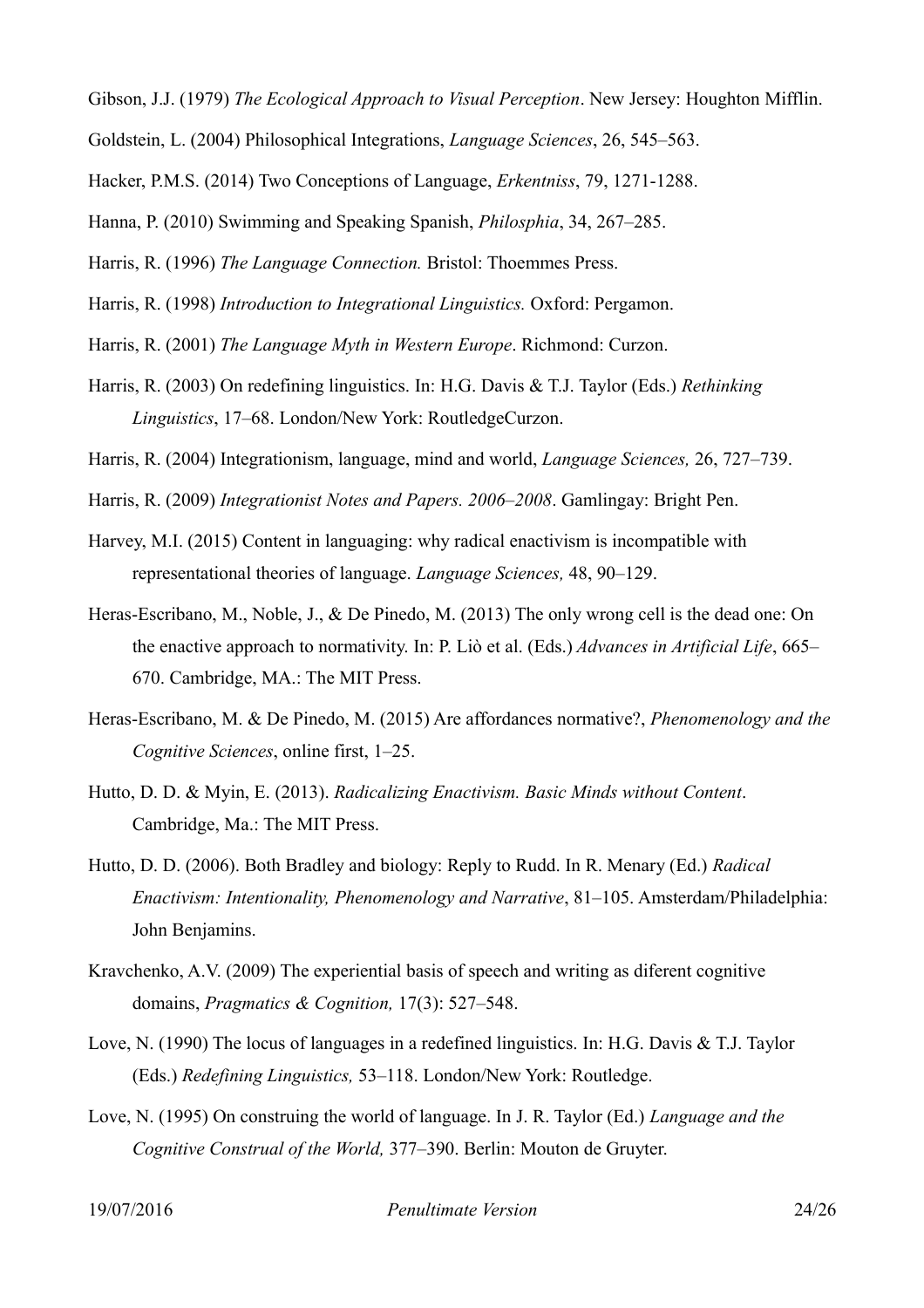Gibson, J.J. (1979) *The Ecological Approach to Visual Perception*. New Jersey: Houghton Mifflin.

Goldstein, L. (2004) Philosophical Integrations, *Language Sciences*, 26, 545–563.

Hacker, P.M.S. (2014) Two Conceptions of Language, *Erkentniss*, 79, 1271-1288.

Hanna, P. (2010) Swimming and Speaking Spanish, *Philosphia*, 34, 267–285.

Harris, R. (1996) *The Language Connection.* Bristol: Thoemmes Press.

Harris, R. (1998) *Introduction to Integrational Linguistics.* Oxford: Pergamon.

Harris, R. (2001) *The Language Myth in Western Europe*. Richmond: Curzon.

Harris, R. (2003) On redefining linguistics. In: H.G. Davis & T.J. Taylor (Eds.) *Rethinking Linguistics*, 17–68. London/New York: RoutledgeCurzon.

Harris, R. (2004) Integrationism, language, mind and world, *Language Sciences,* 26, 727–739.

Harris, R. (2009) *Integrationist Notes and Papers. 2006–2008*. Gamlingay: Bright Pen.

Harvey, M.I. (2015) Content in languaging: why radical enactivism is incompatible with representational theories of language. *Language Sciences,* 48, 90–129.

Heras-Escribano, M., Noble, J., & De Pinedo, M. (2013) The only wrong cell is the dead one: On the enactive approach to normativity. In: P. Liò et al. (Eds.) *Advances in Artificial Life*, 665–670. Cambridge, MA.: The MIT Press.

Heras-Escribano, M. & De Pinedo, M. (2015) Are affordances normative?, *Phenomenology and the Cognitive Sciences*, online first, 1–25.

Hutto, D. D. & Myin, E. (2013). *Radicalizing Enactivism. Basic Minds without Content*. Cambridge, Ma.: The MIT Press.

Hutto, D. D. (2006). Both Bradley and biology: Reply to Rudd. In R. Menary (Ed.) *Radical Enactivism: Intentionality, Phenomenology and Narrative*, 81–105. Amsterdam/Philadelphia: John Benjamins.

Kravchenko, A.V. (2009) The experiential basis of speech and writing as diferent cognitive domains, *Pragmatics & Cognition,* 17(3): 527–548.

Love, N. (1990) The locus of languages in a redefined linguistics. In: H.G. Davis & T.J. Taylor (Eds.) *Redefining Linguistics,* 53–118. London/New York: Routledge.

Love, N. (1995) On construing the world of language. In J. R. Taylor (Ed.) *Language and the Cognitive Construal of the World,* 377–390. Berlin: Mouton de Gruyter.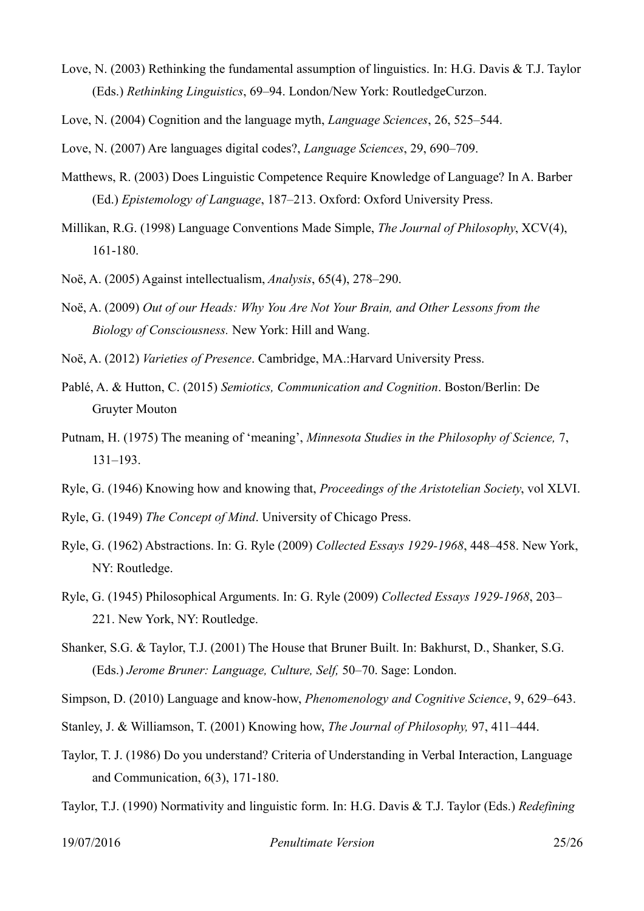Love, N. (2003) Rethinking the fundamental assumption of linguistics. In: H.G. Davis & T.J. Taylor (Eds.) *Rethinking Linguistics*, 69–94. London/New York: RoutledgeCurzon.

Love, N. (2004) Cognition and the language myth, *Language Sciences*, 26, 525–544.

Love, N. (2007) Are languages digital codes?, *Language Sciences*, 29, 690–709.

Matthews, R. (2003) Does Linguistic Competence Require Knowledge of Language? In A. Barber (Ed.) *Epistemology of Language*, 187–213. Oxford: Oxford University Press.

Millikan, R.G. (1998) Language Conventions Made Simple, *The Journal of Philosophy*, XCV(4), 161-180.

Noë, A. (2005) Against intellectualism, *Analysis*, 65(4), 278–290.

Noë, A. (2009) *Out of our Heads: Why You Are Not Your Brain, and Other Lessons from the Biology of Consciousness.* New York: Hill and Wang.

Noë, A. (2012) *Varieties of Presence*. Cambridge, MA.:Harvard University Press.

Pablé, A. & Hutton, C. (2015) *Semiotics, Communication and Cognition*. Boston/Berlin: De Gruyter Mouton

Putnam, H. (1975) The meaning of 'meaning', *Minnesota Studies in the Philosophy of Science,* 7, 131–193.

Ryle, G. (1946) Knowing how and knowing that, *Proceedings of the Aristotelian Society*, vol XLVI.

Ryle, G. (1949) *The Concept of Mind*. University of Chicago Press.

Ryle, G. (1962) Abstractions. In: G. Ryle (2009) *Collected Essays 1929-1968*, 448–458. New York, NY: Routledge.

Ryle, G. (1945) Philosophical Arguments. In: G. Ryle (2009) *Collected Essays 1929-1968*, 203–221. New York, NY: Routledge.

Shanker, S.G. & Taylor, T.J. (2001) The House that Bruner Built. In: Bakhurst, D., Shanker, S.G. (Eds.) *Jerome Bruner: Language, Culture, Self,* 50–70. Sage: London.

Simpson, D. (2010) Language and know-how, *Phenomenology and Cognitive Science*, 9, 629–643.

Stanley, J. & Williamson, T. (2001) Knowing how, *The Journal of Philosophy,* 97, 411–444.

Taylor, T. J. (1986) Do you understand? Criteria of Understanding in Verbal Interaction, Language and Communication, 6(3), 171-180.

Taylor, T.J. (1990) Normativity and linguistic form. In: H.G. Davis & T.J. Taylor (Eds.) *Redefining*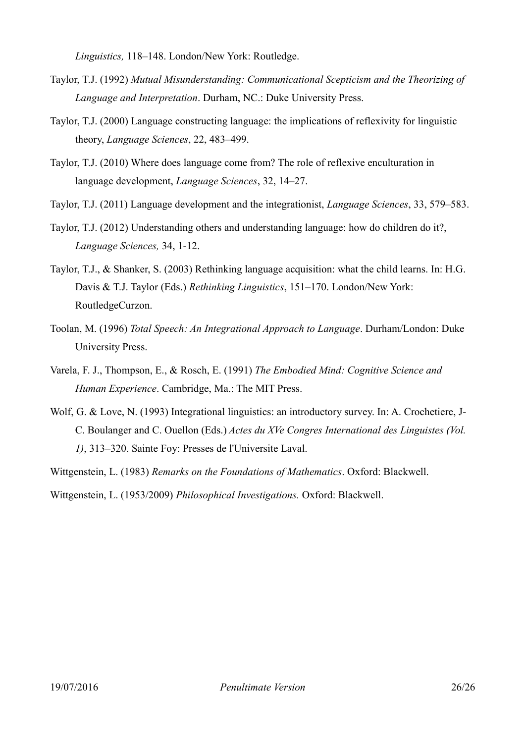*Linguistics,* 118–148. London/New York: Routledge.

Taylor, T.J. (1992) *Mutual Misunderstanding: Communicational Scepticism and the Theorizing of Language and Interpretation*. Durham, NC.: Duke University Press.

Taylor, T.J. (2000) Language constructing language: the implications of reflexivity for linguistic theory, *Language Sciences*, 22, 483–499.

Taylor, T.J. (2010) Where does language come from? The role of reflexive enculturation in language development, *Language Sciences*, 32, 14–27.

Taylor, T.J. (2011) Language development and the integrationist, *Language Sciences*, 33, 579–583.

Taylor, T.J. (2012) Understanding others and understanding language: how do children do it?, *Language Sciences,* 34, 1-12.

Taylor, T.J., & Shanker, S. (2003) Rethinking language acquisition: what the child learns. In: H.G. Davis & T.J. Taylor (Eds.) *Rethinking Linguistics*, 151–170. London/New York: RoutledgeCurzon.

Toolan, M. (1996) *Total Speech: An Integrational Approach to Language*. Durham/London: Duke University Press.

Varela, F. J., Thompson, E., & Rosch, E. (1991) *The Embodied Mind: Cognitive Science and Human Experience*. Cambridge, Ma.: The MIT Press.

Wolf, G. & Love, N. (1993) Integrational linguistics: an introductory survey. In: A. Crochetiere, J-C. Boulanger and C. Ouellon (Eds.) *Actes du XVe Congres International des Linguistes (Vol. 1)*, 313–320. Sainte Foy: Presses de l'Universite Laval.

Wittgenstein, L. (1983) *Remarks on the Foundations of Mathematics*. Oxford: Blackwell.

Wittgenstein, L. (1953/2009) *Philosophical Investigations.* Oxford: Blackwell.